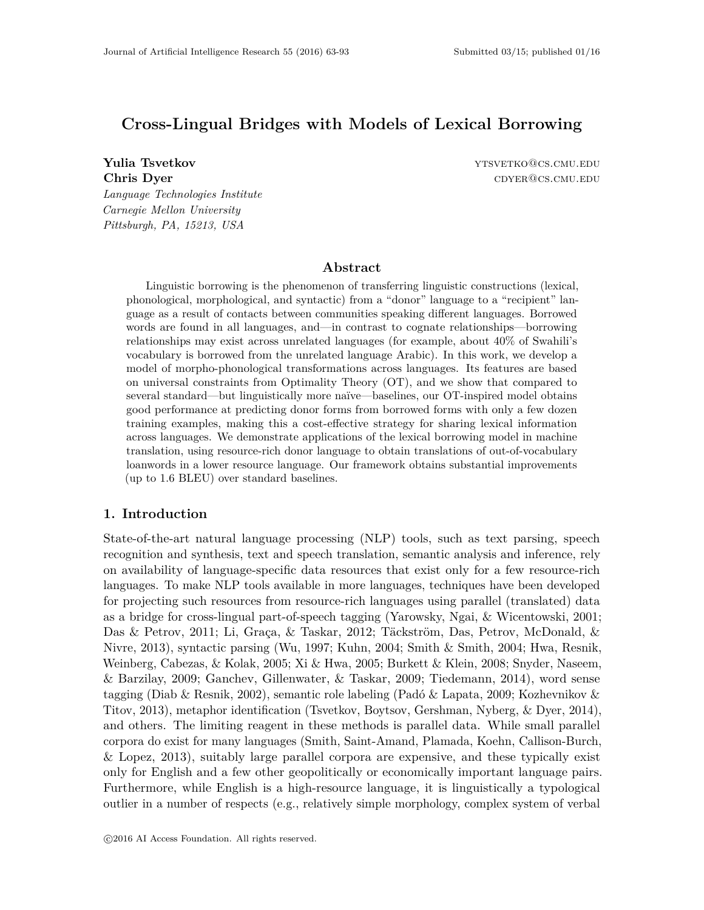# Cross-Lingual Bridges with Models of Lexical Borrowing

**Yulia Tsvetkov** ytsvetko@cs.cmu.edu
**Chris Dyer** cdyer@cs.cmu.edu
*Language Technologies Institute*
*Carnegie Mellon University*
*Pittsburgh, PA, 15213, USA*

## Abstract

Linguistic borrowing is the phenomenon of transferring linguistic constructions (lexical, phonological, morphological, and syntactic) from a "donor" language to a "recipient" language as a result of contacts between communities speaking different languages. Borrowed words are found in all languages, and—in contrast to cognate relationships—borrowing relationships may exist across unrelated languages (for example, about 40% of Swahili's vocabulary is borrowed from the unrelated language Arabic). In this work, we develop a model of morpho-phonological transformations across languages. Its features are based on universal constraints from Optimality Theory (OT), and we show that compared to several standard—but linguistically more naïve—baselines, our OT-inspired model obtains good performance at predicting donor forms from borrowed forms with only a few dozen training examples, making this a cost-effective strategy for sharing lexical information across languages. We demonstrate applications of the lexical borrowing model in machine translation, using resource-rich donor language to obtain translations of out-of-vocabulary loanwords in a lower resource language. Our framework obtains substantial improvements (up to 1.6 BLEU) over standard baselines.

## 1. Introduction

State-of-the-art natural language processing (NLP) tools, such as text parsing, speech recognition and synthesis, text and speech translation, semantic analysis and inference, rely on availability of language-specific data resources that exist only for a few resource-rich languages. To make NLP tools available in more languages, techniques have been developed for projecting such resources from resource-rich languages using parallel (translated) data as a bridge for cross-lingual part-of-speech tagging (Yarowsky, Ngai, & Wicentowski, 2001; Das & Petrov, 2011; Li, Graça, & Taskar, 2012; Täckström, Das, Petrov, McDonald, & Nivre, 2013), syntactic parsing (Wu, 1997; Kuhn, 2004; Smith & Smith, 2004; Hwa, Resnik, Weinberg, Cabezas, & Kolak, 2005; Xi & Hwa, 2005; Burkett & Klein, 2008; Snyder, Naseem, & Barzilay, 2009; Ganchev, Gillenwater, & Taskar, 2009; Tiedemann, 2014), word sense tagging (Diab & Resnik, 2002), semantic role labeling (Padó & Lapata, 2009; Kozhevnikov & Titov, 2013), metaphor identification (Tsvetkov, Boytsov, Gershman, Nyberg, & Dyer, 2014), and others. The limiting reagent in these methods is parallel data. While small parallel corpora do exist for many languages (Smith, Saint-Amand, Plamada, Koehn, Callison-Burch, & Lopez, 2013), suitably large parallel corpora are expensive, and these typically exist only for English and a few other geopolitically or economically important language pairs. Furthermore, while English is a high-resource language, it is linguistically a typological outlier in a number of respects (e.g., relatively simple morphology, complex system of verbal

©2016 AI Access Foundation. All rights reserved.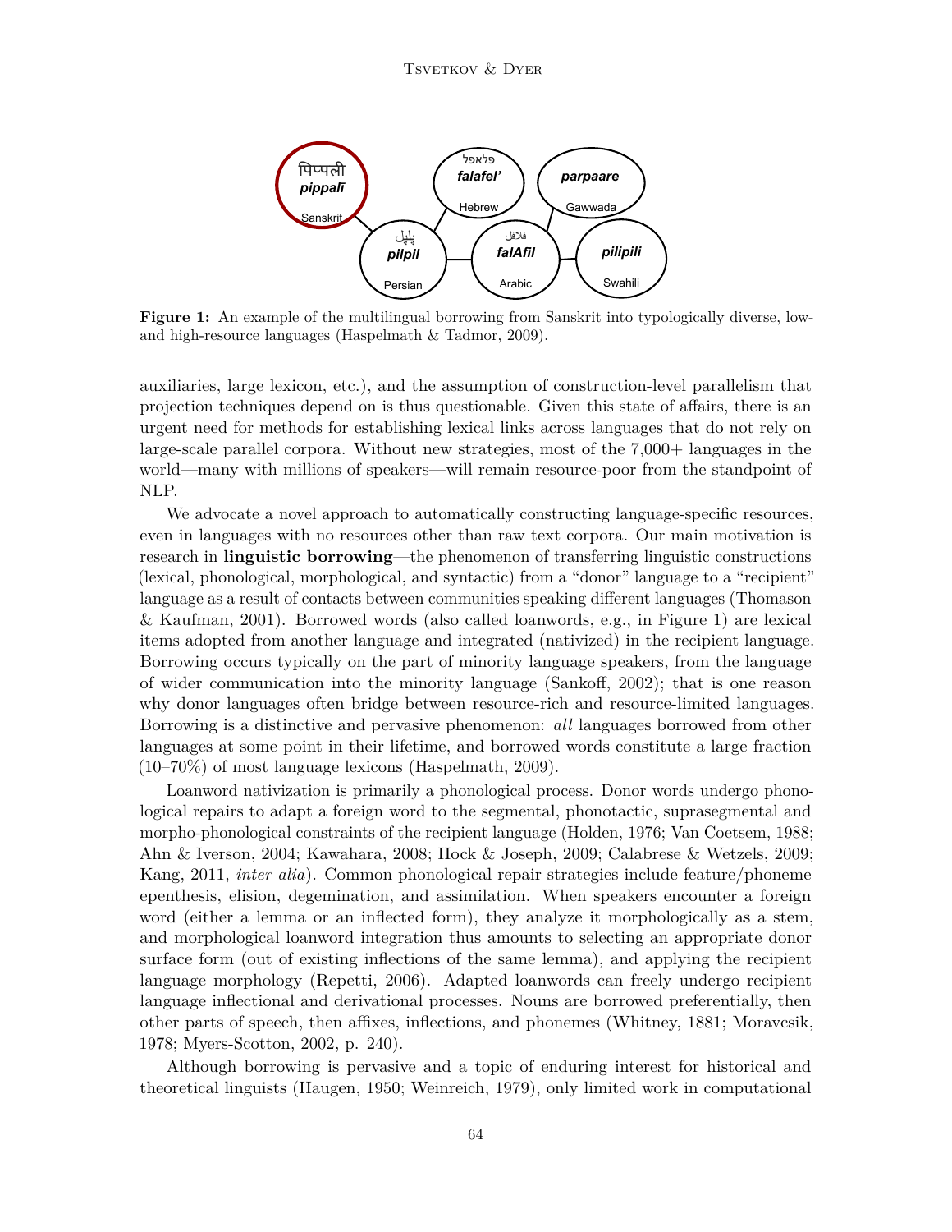पिप्पली
*pippalī*
Sanskrit

پلپل
*pilpil*
Persian

פלאפל
*falafel'*
Hebrew

فلافل
*falAfil*
Arabic

*parpaare*
Gawwada

*pilipili*
Swahili

**Figure 1:** An example of the multilingual borrowing from Sanskrit into typologically diverse, low- and high-resource languages (Haspelmath & Tadmor, 2009).

auxiliaries, large lexicon, etc.), and the assumption of construction-level parallelism that projection techniques depend on is thus questionable. Given this state of affairs, there is an urgent need for methods for establishing lexical links across languages that do not rely on large-scale parallel corpora. Without new strategies, most of the 7,000+ languages in the world—many with millions of speakers—will remain resource-poor from the standpoint of NLP.

We advocate a novel approach to automatically constructing language-specific resources, even in languages with no resources other than raw text corpora. Our main motivation is research in **linguistic borrowing**—the phenomenon of transferring linguistic constructions (lexical, phonological, morphological, and syntactic) from a "donor" language to a "recipient" language as a result of contacts between communities speaking different languages (Thomason & Kaufman, 2001). Borrowed words (also called loanwords, e.g., in Figure 1) are lexical items adopted from another language and integrated (nativized) in the recipient language. Borrowing occurs typically on the part of minority language speakers, from the language of wider communication into the minority language (Sankoff, 2002); that is one reason why donor languages often bridge between resource-rich and resource-limited languages. Borrowing is a distinctive and pervasive phenomenon: *all* languages borrowed from other languages at some point in their lifetime, and borrowed words constitute a large fraction (10–70%) of most language lexicons (Haspelmath, 2009).

Loanword nativization is primarily a phonological process. Donor words undergo phonological repairs to adapt a foreign word to the segmental, phonotactic, suprasegmental and morpho-phonological constraints of the recipient language (Holden, 1976; Van Coetsem, 1988; Ahn & Iverson, 2004; Kawahara, 2008; Hock & Joseph, 2009; Calabrese & Wetzels, 2009; Kang, 2011, *inter alia*). Common phonological repair strategies include feature/phoneme epenthesis, elision, degemination, and assimilation. When speakers encounter a foreign word (either a lemma or an inflected form), they analyze it morphologically as a stem, and morphological loanword integration thus amounts to selecting an appropriate donor surface form (out of existing inflections of the same lemma), and applying the recipient language morphology (Repetti, 2006). Adapted loanwords can freely undergo recipient language inflectional and derivational processes. Nouns are borrowed preferentially, then other parts of speech, then affixes, inflections, and phonemes (Whitney, 1881; Moravcsik, 1978; Myers-Scotton, 2002, p. 240).

Although borrowing is pervasive and a topic of enduring interest for historical and theoretical linguists (Haugen, 1950; Weinreich, 1979), only limited work in computational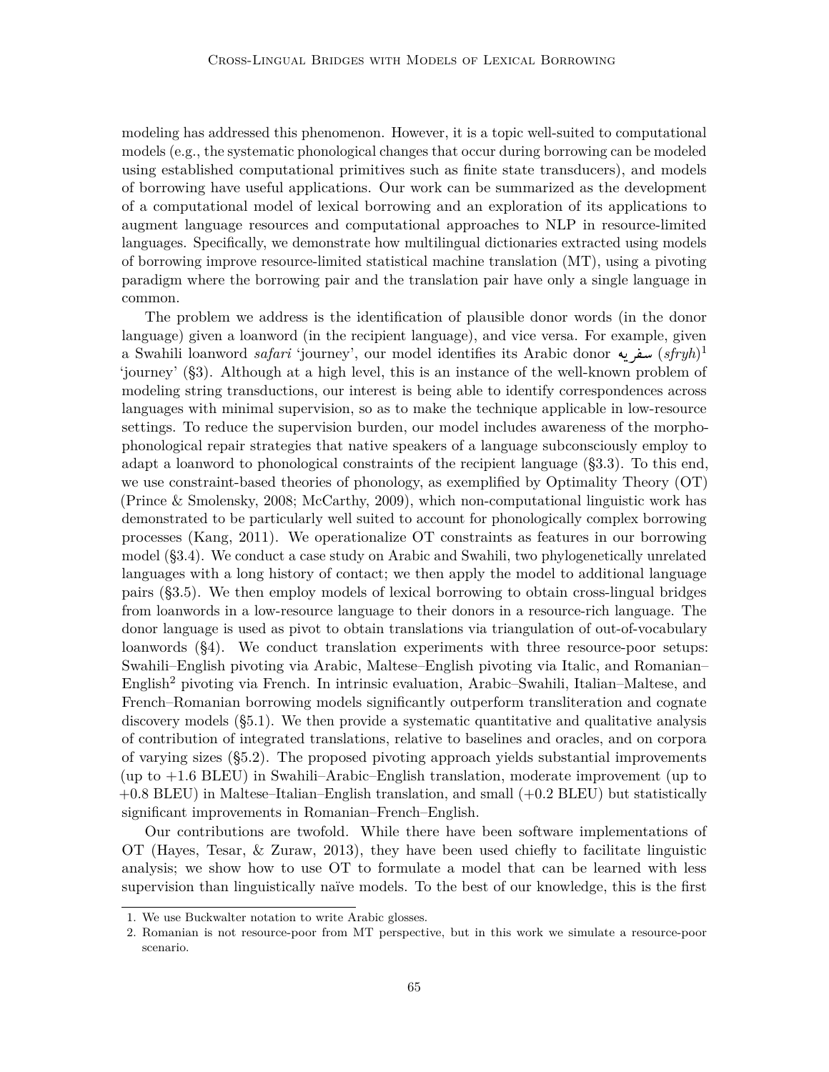modeling has addressed this phenomenon. However, it is a topic well-suited to computational models (e.g., the systematic phonological changes that occur during borrowing can be modeled using established computational primitives such as finite state transducers), and models of borrowing have useful applications. Our work can be summarized as the development of a computational model of lexical borrowing and an exploration of its applications to augment language resources and computational approaches to NLP in resource-limited languages. Specifically, we demonstrate how multilingual dictionaries extracted using models of borrowing improve resource-limited statistical machine translation (MT), using a pivoting paradigm where the borrowing pair and the translation pair have only a single language in common.

The problem we address is the identification of plausible donor words (in the donor language) given a loanword (in the recipient language), and vice versa. For example, given a Swahili loanword *safari* 'journey', our model identifies its Arabic donor سفريه (*sfryh*)[1] 'journey' (§3). Although at a high level, this is an instance of the well-known problem of modeling string transductions, our interest is being able to identify correspondences across languages with minimal supervision, so as to make the technique applicable in low-resource settings. To reduce the supervision burden, our model includes awareness of the morpho-phonological repair strategies that native speakers of a language subconsciously employ to adapt a loanword to phonological constraints of the recipient language (§3.3). To this end, we use constraint-based theories of phonology, as exemplified by Optimality Theory (OT) (Prince & Smolensky, 2008; McCarthy, 2009), which non-computational linguistic work has demonstrated to be particularly well suited to account for phonologically complex borrowing processes (Kang, 2011). We operationalize OT constraints as features in our borrowing model (§3.4). We conduct a case study on Arabic and Swahili, two phylogenetically unrelated languages with a long history of contact; we then apply the model to additional language pairs (§3.5). We then employ models of lexical borrowing to obtain cross-lingual bridges from loanwords in a low-resource language to their donors in a resource-rich language. The donor language is used as pivot to obtain translations via triangulation of out-of-vocabulary loanwords (§4). We conduct translation experiments with three resource-poor setups: Swahili–English pivoting via Arabic, Maltese–English pivoting via Italic, and Romanian–English[2] pivoting via French. In intrinsic evaluation, Arabic–Swahili, Italian–Maltese, and French–Romanian borrowing models significantly outperform transliteration and cognate discovery models (§5.1). We then provide a systematic quantitative and qualitative analysis of contribution of integrated translations, relative to baselines and oracles, and on corpora of varying sizes (§5.2). The proposed pivoting approach yields substantial improvements (up to +1.6 BLEU) in Swahili–Arabic–English translation, moderate improvement (up to +0.8 BLEU) in Maltese–Italian–English translation, and small (+0.2 BLEU) but statistically significant improvements in Romanian–French–English.

Our contributions are twofold. While there have been software implementations of OT (Hayes, Tesar, & Zuraw, 2013), they have been used chiefly to facilitate linguistic analysis; we show how to use OT to formulate a model that can be learned with less supervision than linguistically naïve models. To the best of our knowledge, this is the first

1. We use Buckwalter notation to write Arabic glosses.
2. Romanian is not resource-poor from MT perspective, but in this work we simulate a resource-poor scenario.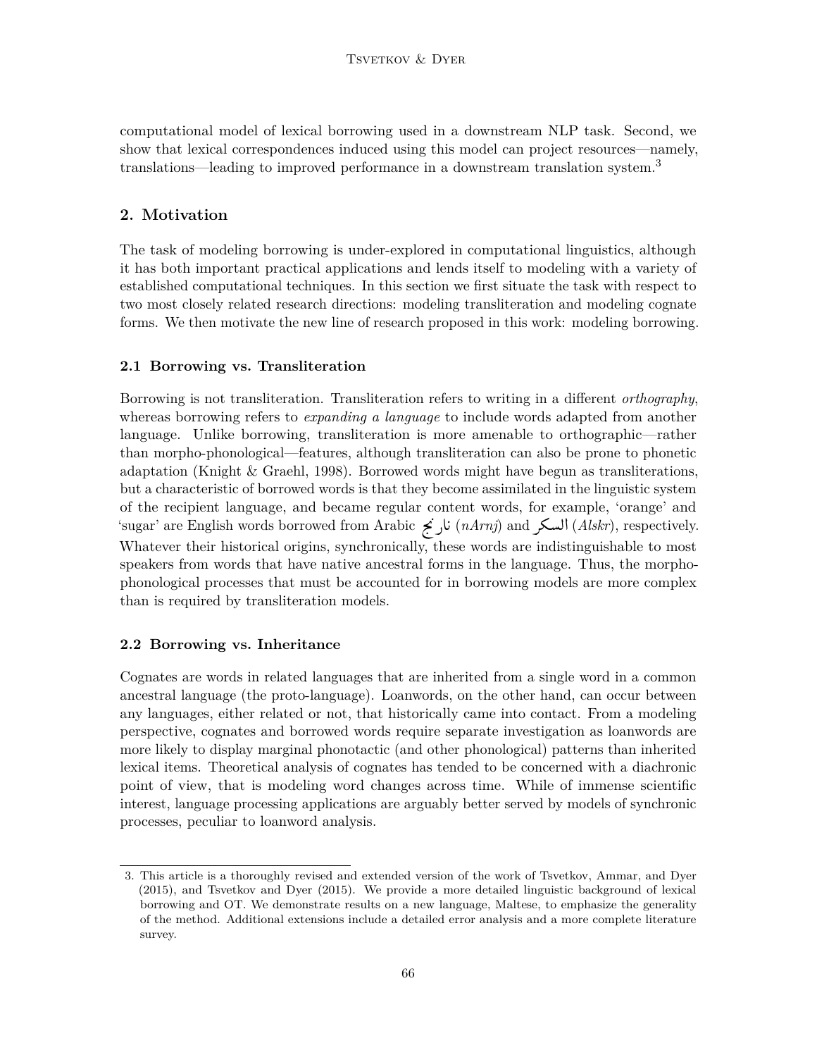computational model of lexical borrowing used in a downstream NLP task. Second, we show that lexical correspondences induced using this model can project resources—namely, translations—leading to improved performance in a downstream translation system.[3]

## 2. Motivation

The task of modeling borrowing is under-explored in computational linguistics, although it has both important practical applications and lends itself to modeling with a variety of established computational techniques. In this section we first situate the task with respect to two most closely related research directions: modeling transliteration and modeling cognate forms. We then motivate the new line of research proposed in this work: modeling borrowing.

### 2.1 Borrowing vs. Transliteration

Borrowing is not transliteration. Transliteration refers to writing in a different *orthography*, whereas borrowing refers to *expanding a language* to include words adapted from another language. Unlike borrowing, transliteration is more amenable to orthographic—rather than morpho-phonological—features, although transliteration can also be prone to phonetic adaptation (Knight & Graehl, 1998). Borrowed words might have begun as transliterations, but a characteristic of borrowed words is that they become assimilated in the linguistic system of the recipient language, and became regular content words, for example, 'orange' and 'sugar' are English words borrowed from Arabic نارنج (*nArnj*) and السكر (*Alskr*), respectively. Whatever their historical origins, synchronically, these words are indistinguishable to most speakers from words that have native ancestral forms in the language. Thus, the morpho-phonological processes that must be accounted for in borrowing models are more complex than is required by transliteration models.

### 2.2 Borrowing vs. Inheritance

Cognates are words in related languages that are inherited from a single word in a common ancestral language (the proto-language). Loanwords, on the other hand, can occur between any languages, either related or not, that historically came into contact. From a modeling perspective, cognates and borrowed words require separate investigation as loanwords are more likely to display marginal phonotactic (and other phonological) patterns than inherited lexical items. Theoretical analysis of cognates has tended to be concerned with a diachronic point of view, that is modeling word changes across time. While of immense scientific interest, language processing applications are arguably better served by models of synchronic processes, peculiar to loanword analysis.

---

3. This article is a thoroughly revised and extended version of the work of Tsvetkov, Ammar, and Dyer (2015), and Tsvetkov and Dyer (2015). We provide a more detailed linguistic background of lexical borrowing and OT. We demonstrate results on a new language, Maltese, to emphasize the generality of the method. Additional extensions include a detailed error analysis and a more complete literature survey.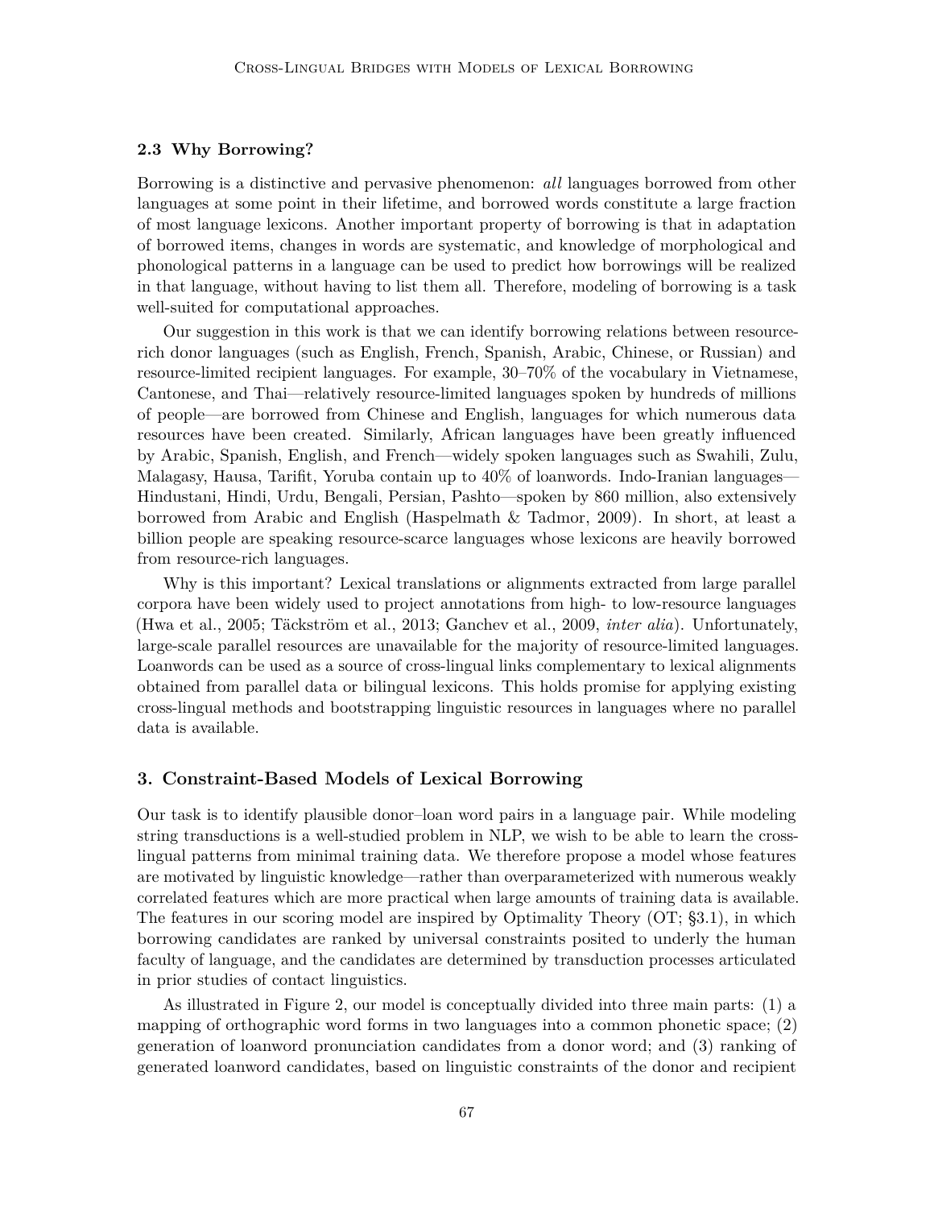### 2.3 Why Borrowing?

Borrowing is a distinctive and pervasive phenomenon: *all* languages borrowed from other languages at some point in their lifetime, and borrowed words constitute a large fraction of most language lexicons. Another important property of borrowing is that in adaptation of borrowed items, changes in words are systematic, and knowledge of morphological and phonological patterns in a language can be used to predict how borrowings will be realized in that language, without having to list them all. Therefore, modeling of borrowing is a task well-suited for computational approaches.

Our suggestion in this work is that we can identify borrowing relations between resource-rich donor languages (such as English, French, Spanish, Arabic, Chinese, or Russian) and resource-limited recipient languages. For example, 30–70% of the vocabulary in Vietnamese, Cantonese, and Thai—relatively resource-limited languages spoken by hundreds of millions of people—are borrowed from Chinese and English, languages for which numerous data resources have been created. Similarly, African languages have been greatly influenced by Arabic, Spanish, English, and French—widely spoken languages such as Swahili, Zulu, Malagasy, Hausa, Tarifit, Yoruba contain up to 40% of loanwords. Indo-Iranian languages—Hindustani, Hindi, Urdu, Bengali, Persian, Pashto—spoken by 860 million, also extensively borrowed from Arabic and English (Haspelmath & Tadmor, 2009). In short, at least a billion people are speaking resource-scarce languages whose lexicons are heavily borrowed from resource-rich languages.

Why is this important? Lexical translations or alignments extracted from large parallel corpora have been widely used to project annotations from high- to low-resource languages (Hwa et al., 2005; Täckström et al., 2013; Ganchev et al., 2009, *inter alia*). Unfortunately, large-scale parallel resources are unavailable for the majority of resource-limited languages. Loanwords can be used as a source of cross-lingual links complementary to lexical alignments obtained from parallel data or bilingual lexicons. This holds promise for applying existing cross-lingual methods and bootstrapping linguistic resources in languages where no parallel data is available.

## 3. Constraint-Based Models of Lexical Borrowing

Our task is to identify plausible donor–loan word pairs in a language pair. While modeling string transductions is a well-studied problem in NLP, we wish to be able to learn the cross-lingual patterns from minimal training data. We therefore propose a model whose features are motivated by linguistic knowledge—rather than overparameterized with numerous weakly correlated features which are more practical when large amounts of training data is available. The features in our scoring model are inspired by Optimality Theory (OT; §3.1), in which borrowing candidates are ranked by universal constraints posited to underly the human faculty of language, and the candidates are determined by transduction processes articulated in prior studies of contact linguistics.

As illustrated in Figure 2, our model is conceptually divided into three main parts: (1) a mapping of orthographic word forms in two languages into a common phonetic space; (2) generation of loanword pronunciation candidates from a donor word; and (3) ranking of generated loanword candidates, based on linguistic constraints of the donor and recipient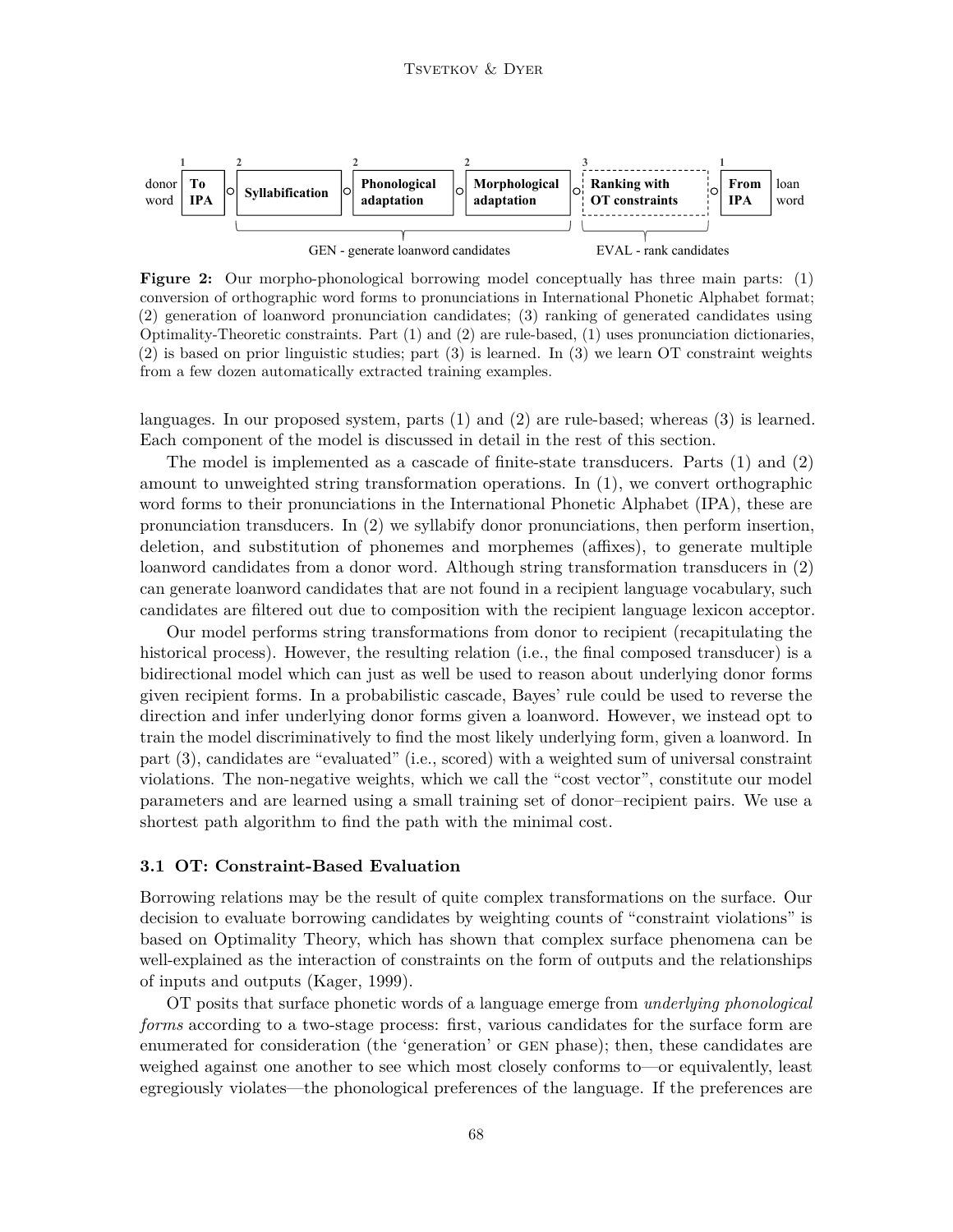donor word

1 To IPA

2 Syllabification

2 Phonological adaptation

2 Morphological adaptation

3 Ranking with OT constraints

1 From IPA

loan word

GEN - generate loanword candidates

EVAL - rank candidates

**Figure 2:** Our morpho-phonological borrowing model conceptually has three main parts: (1) conversion of orthographic word forms to pronunciations in International Phonetic Alphabet format; (2) generation of loanword pronunciation candidates; (3) ranking of generated candidates using Optimality-Theoretic constraints. Part (1) and (2) are rule-based, (1) uses pronunciation dictionaries, (2) is based on prior linguistic studies; part (3) is learned. In (3) we learn OT constraint weights from a few dozen automatically extracted training examples.

languages. In our proposed system, parts (1) and (2) are rule-based; whereas (3) is learned. Each component of the model is discussed in detail in the rest of this section.

The model is implemented as a cascade of finite-state transducers. Parts (1) and (2) amount to unweighted string transformation operations. In (1), we convert orthographic word forms to their pronunciations in the International Phonetic Alphabet (IPA), these are pronunciation transducers. In (2) we syllabify donor pronunciations, then perform insertion, deletion, and substitution of phonemes and morphemes (affixes), to generate multiple loanword candidates from a donor word. Although string transformation transducers in (2) can generate loanword candidates that are not found in a recipient language vocabulary, such candidates are filtered out due to composition with the recipient language lexicon acceptor.

Our model performs string transformations from donor to recipient (recapitulating the historical process). However, the resulting relation (i.e., the final composed transducer) is a bidirectional model which can just as well be used to reason about underlying donor forms given recipient forms. In a probabilistic cascade, Bayes' rule could be used to reverse the direction and infer underlying donor forms given a loanword. However, we instead opt to train the model discriminatively to find the most likely underlying form, given a loanword. In part (3), candidates are "evaluated" (i.e., scored) with a weighted sum of universal constraint violations. The non-negative weights, which we call the "cost vector", constitute our model parameters and are learned using a small training set of donor–recipient pairs. We use a shortest path algorithm to find the path with the minimal cost.

### 3.1 OT: Constraint-Based Evaluation

Borrowing relations may be the result of quite complex transformations on the surface. Our decision to evaluate borrowing candidates by weighting counts of "constraint violations" is based on Optimality Theory, which has shown that complex surface phenomena can be well-explained as the interaction of constraints on the form of outputs and the relationships of inputs and outputs (Kager, 1999).

OT posits that surface phonetic words of a language emerge from *underlying phonological forms* according to a two-stage process: first, various candidates for the surface form are enumerated for consideration (the 'generation' or GEN phase); then, these candidates are weighed against one another to see which most closely conforms to—or equivalently, least egregiously violates—the phonological preferences of the language. If the preferences are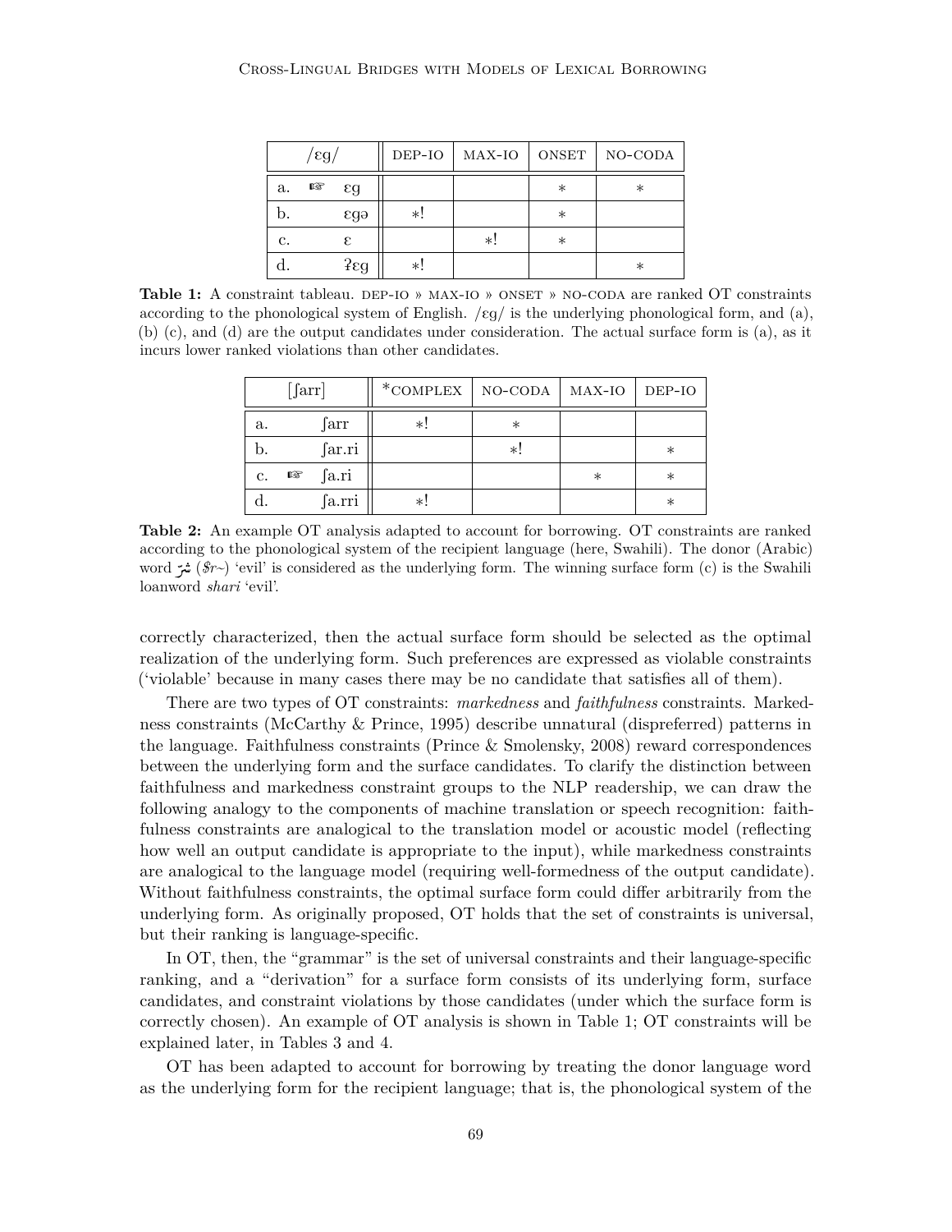| /ɛg/ | DEP-IO | MAX-IO | ONSET | NO-CODA |
|---|---|---|---|---|
| a. ☞ ɛg | | | ∗ | ∗ |
| b. ɛgə | ∗! | | ∗ | |
| c. ɛ | | ∗! | ∗ | |
| d. ʔɛg | ∗! | | | ∗ |

**Table 1:** A constraint tableau. DEP-IO » MAX-IO » ONSET » NO-CODA are ranked OT constraints according to the phonological system of English. /ɛg/ is the underlying phonological form, and (a), (b) (c), and (d) are the output candidates under consideration. The actual surface form is (a), as it incurs lower ranked violations than other candidates.

| [ʃarr] | *COMPLEX | NO-CODA | MAX-IO | DEP-IO |
|---|---|---|---|---|
| a. ʃarr | ∗! | ∗ | | |
| b. ʃar.ri | | ∗! | | ∗ |
| c. ☞ ʃa.ri | | | ∗ | ∗ |
| d. ʃa.rri | ∗! | | | ∗ |

**Table 2:** An example OT analysis adapted to account for borrowing. OT constraints are ranked according to the phonological system of the recipient language (here, Swahili). The donor (Arabic) word شرّ (*$r~*) 'evil' is considered as the underlying form. The winning surface form (c) is the Swahili loanword *shari* 'evil'.

correctly characterized, then the actual surface form should be selected as the optimal realization of the underlying form. Such preferences are expressed as violable constraints ('violable' because in many cases there may be no candidate that satisfies all of them).

There are two types of OT constraints: *markedness* and *faithfulness* constraints. Markedness constraints (McCarthy & Prince, 1995) describe unnatural (dispreferred) patterns in the language. Faithfulness constraints (Prince & Smolensky, 2008) reward correspondences between the underlying form and the surface candidates. To clarify the distinction between faithfulness and markedness constraint groups to the NLP readership, we can draw the following analogy to the components of machine translation or speech recognition: faithfulness constraints are analogical to the translation model or acoustic model (reflecting how well an output candidate is appropriate to the input), while markedness constraints are analogical to the language model (requiring well-formedness of the output candidate). Without faithfulness constraints, the optimal surface form could differ arbitrarily from the underlying form. As originally proposed, OT holds that the set of constraints is universal, but their ranking is language-specific.

In OT, then, the "grammar" is the set of universal constraints and their language-specific ranking, and a "derivation" for a surface form consists of its underlying form, surface candidates, and constraint violations by those candidates (under which the surface form is correctly chosen). An example of OT analysis is shown in Table 1; OT constraints will be explained later, in Tables 3 and 4.

OT has been adapted to account for borrowing by treating the donor language word as the underlying form for the recipient language; that is, the phonological system of the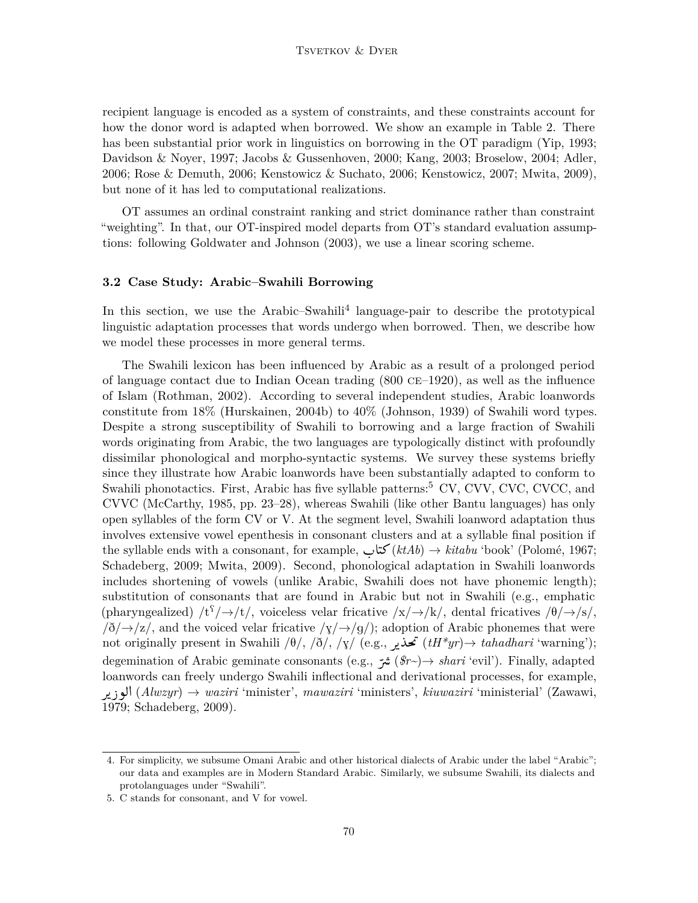recipient language is encoded as a system of constraints, and these constraints account for how the donor word is adapted when borrowed. We show an example in Table 2. There has been substantial prior work in linguistics on borrowing in the OT paradigm (Yip, 1993; Davidson & Noyer, 1997; Jacobs & Gussenhoven, 2000; Kang, 2003; Broselow, 2004; Adler, 2006; Rose & Demuth, 2006; Kenstowicz & Suchato, 2006; Kenstowicz, 2007; Mwita, 2009), but none of it has led to computational realizations.

OT assumes an ordinal constraint ranking and strict dominance rather than constraint "weighting". In that, our OT-inspired model departs from OT's standard evaluation assumptions: following Goldwater and Johnson (2003), we use a linear scoring scheme.

### 3.2 Case Study: Arabic–Swahili Borrowing

In this section, we use the Arabic–Swahili[4] language-pair to describe the prototypical linguistic adaptation processes that words undergo when borrowed. Then, we describe how we model these processes in more general terms.

The Swahili lexicon has been influenced by Arabic as a result of a prolonged period of language contact due to Indian Ocean trading (800 CE–1920), as well as the influence of Islam (Rothman, 2002). According to several independent studies, Arabic loanwords constitute from 18% (Hurskainen, 2004b) to 40% (Johnson, 1939) of Swahili word types. Despite a strong susceptibility of Swahili to borrowing and a large fraction of Swahili words originating from Arabic, the two languages are typologically distinct with profoundly dissimilar phonological and morpho-syntactic systems. We survey these systems briefly since they illustrate how Arabic loanwords have been substantially adapted to conform to Swahili phonotactics. First, Arabic has five syllable patterns:[5] CV, CVV, CVC, CVCC, and CVVC (McCarthy, 1985, pp. 23–28), whereas Swahili (like other Bantu languages) has only open syllables of the form CV or V. At the segment level, Swahili loanword adaptation thus involves extensive vowel epenthesis in consonant clusters and at a syllable final position if the syllable ends with a consonant, for example, كتاب (*ktAb*) → *kitabu* 'book' (Polomé, 1967; Schadeberg, 2009; Mwita, 2009). Second, phonological adaptation in Swahili loanwords includes shortening of vowels (unlike Arabic, Swahili does not have phonemic length); substitution of consonants that are found in Arabic but not in Swahili (e.g., emphatic (pharyngealized) /tˤ/→/t/, voiceless velar fricative /x/→/k/, dental fricatives /θ/→/s/, /ð/→/z/, and the voiced velar fricative /ɣ/→/g/); adoption of Arabic phonemes that were not originally present in Swahili /θ/, /ð/, /ɣ/ (e.g., تحذير (*tH*yr*)→ *tahadhari* 'warning'); degemination of Arabic geminate consonants (e.g., شرّ (*$r~*)→ *shari* 'evil'). Finally, adapted loanwords can freely undergo Swahili inflectional and derivational processes, for example, الوزير (*Alwzyr*) → *waziri* 'minister', *mawaziri* 'ministers', *kiuwaziri* 'ministerial' (Zawawi, 1979; Schadeberg, 2009).

---

4. For simplicity, we subsume Omani Arabic and other historical dialects of Arabic under the label "Arabic"; our data and examples are in Modern Standard Arabic. Similarly, we subsume Swahili, its dialects and protolanguages under "Swahili".

5. C stands for consonant, and V for vowel.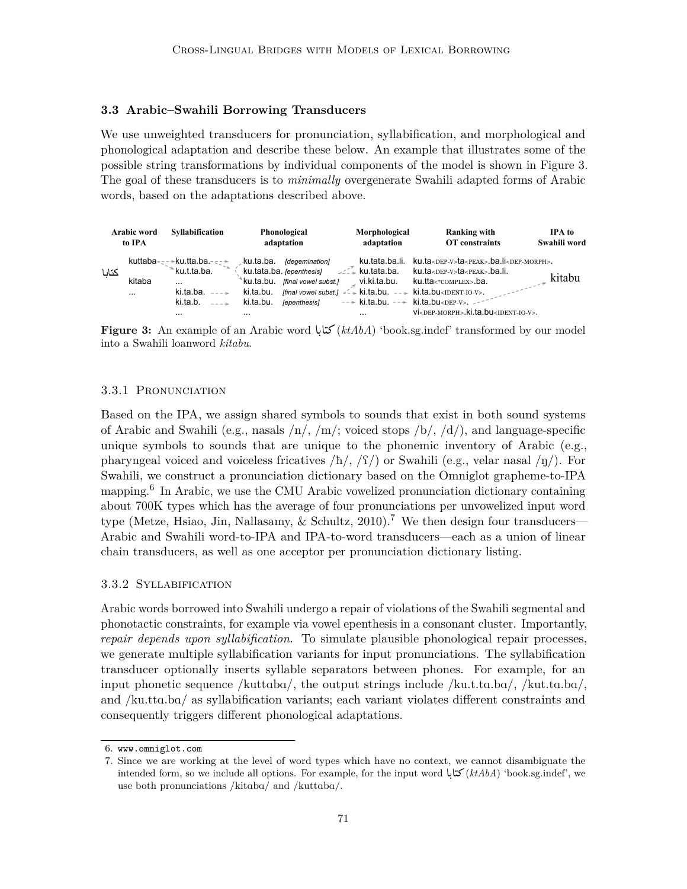### 3.3 Arabic–Swahili Borrowing Transducers

We use unweighted transducers for pronunciation, syllabification, and morphological and phonological adaptation and describe these below. An example that illustrates some of the possible string transformations by individual components of the model is shown in Figure 3. The goal of these transducers is to *minimally* overgenerate Swahili adapted forms of Arabic words, based on the adaptations described above.

Arabic word to IPA | Syllabification | Phonological adaptation | Morphological adaptation | Ranking with OT constraints | IPA to Swahili word

كتابا

kuttaba, kitaba, ...

ku.tta.ba., ku.t.ta.ba., ..., ki.ta.ba., ki.ta.b., ...

ku.ta.ba. [degemination], ku.tata.ba. [epenthesis], ku.ta.bu. [final vowel subst.], ki.ta.bu. [final vowel subst.], ki.ta.bu. [epenthesis], ...

ku.tata.ba.li., ku.tata.ba., vi.ki.ta.bu., ki.ta.bu., ki.ta.bu., ...

ku.ta<DEP-V>ta<PEAK>.ba.li<DEP-MORPH>., ku.ta<DEP-V>ta<PEAK>.ba.li., ku.tta<*COMPLEX>.ba., ki.ta.bu<IDENT-IO-V>., ki.ta.bu<DEP-V>., vi<DEP-MORPH>.ki.ta.bu<IDENT-IO-V>.

kitabu

**Figure 3:** An example of an Arabic word كتابا (*ktAbA*) 'book.sg.indef' transformed by our model into a Swahili loanword *kitabu*.

#### 3.3.1 Pronunciation

Based on the IPA, we assign shared symbols to sounds that exist in both sound systems of Arabic and Swahili (e.g., nasals /n/, /m/; voiced stops /b/, /d/), and language-specific unique symbols to sounds that are unique to the phonemic inventory of Arabic (e.g., pharyngeal voiced and voiceless fricatives /ħ/, /ʕ/) or Swahili (e.g., velar nasal /ŋ/). For Swahili, we construct a pronunciation dictionary based on the Omniglot grapheme-to-IPA mapping.[6] In Arabic, we use the CMU Arabic vowelized pronunciation dictionary containing about 700K types which has the average of four pronunciations per unvowelized input word type (Metze, Hsiao, Jin, Nallasamy, & Schultz, 2010).[7] We then design four transducers—Arabic and Swahili word-to-IPA and IPA-to-word transducers—each as a union of linear chain transducers, as well as one acceptor per pronunciation dictionary listing.

#### 3.3.2 Syllabification

Arabic words borrowed into Swahili undergo a repair of violations of the Swahili segmental and phonotactic constraints, for example via vowel epenthesis in a consonant cluster. Importantly, *repair depends upon syllabification*. To simulate plausible phonological repair processes, we generate multiple syllabification variants for input pronunciations. The syllabification transducer optionally inserts syllable separators between phones. For example, for an input phonetic sequence /kuttɑbɑ/, the output strings include /ku.t.tɑ.bɑ/, /kut.tɑ.bɑ/, and /ku.ttɑ.bɑ/ as syllabification variants; each variant violates different constraints and consequently triggers different phonological adaptations.

---

6. www.omniglot.com
7. Since we are working at the level of word types which have no context, we cannot disambiguate the intended form, so we include all options. For example, for the input word كتابا (*ktAbA*) 'book.sg.indef', we use both pronunciations /kitɑbɑ/ and /kuttɑbɑ/.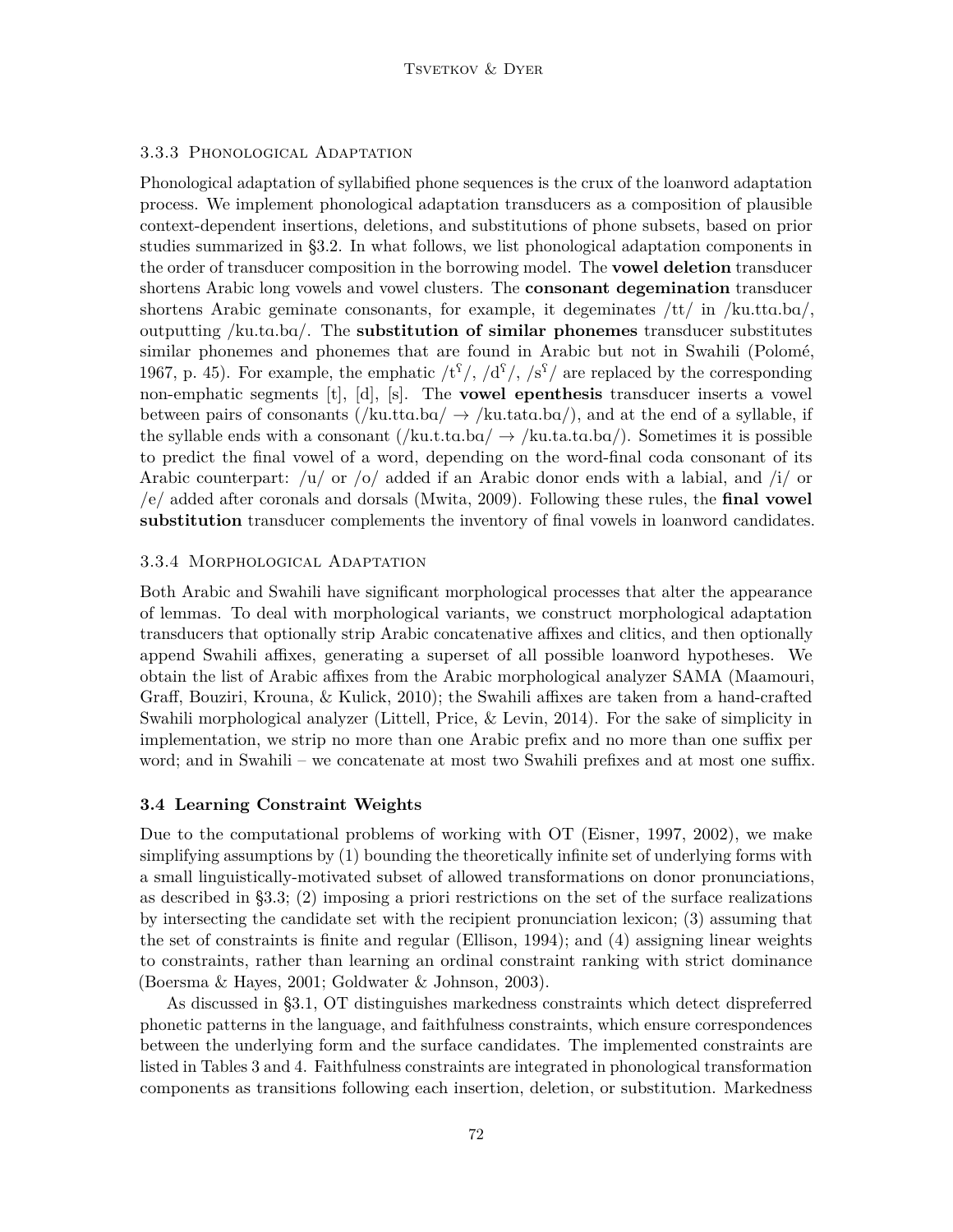#### 3.3.3 Phonological Adaptation

Phonological adaptation of syllabified phone sequences is the crux of the loanword adaptation process. We implement phonological adaptation transducers as a composition of plausible context-dependent insertions, deletions, and substitutions of phone subsets, based on prior studies summarized in §3.2. In what follows, we list phonological adaptation components in the order of transducer composition in the borrowing model. The **vowel deletion** transducer shortens Arabic long vowels and vowel clusters. The **consonant degemination** transducer shortens Arabic geminate consonants, for example, it degeminates /tt/ in /ku.ttɑ.bɑ/, outputting /ku.tɑ.bɑ/. The **substitution of similar phonemes** transducer substitutes similar phonemes and phonemes that are found in Arabic but not in Swahili (Polomé, 1967, p. 45). For example, the emphatic /tˤ/, /dˤ/, /sˤ/ are replaced by the corresponding non-emphatic segments [t], [d], [s]. The **vowel epenthesis** transducer inserts a vowel between pairs of consonants (/ku.ttɑ.bɑ/ → /ku.tatɑ.bɑ/), and at the end of a syllable, if the syllable ends with a consonant (/ku.t.tɑ.bɑ/ → /ku.ta.tɑ.bɑ/). Sometimes it is possible to predict the final vowel of a word, depending on the word-final coda consonant of its Arabic counterpart: /u/ or /o/ added if an Arabic donor ends with a labial, and /i/ or /e/ added after coronals and dorsals (Mwita, 2009). Following these rules, the **final vowel substitution** transducer complements the inventory of final vowels in loanword candidates.

#### 3.3.4 Morphological Adaptation

Both Arabic and Swahili have significant morphological processes that alter the appearance of lemmas. To deal with morphological variants, we construct morphological adaptation transducers that optionally strip Arabic concatenative affixes and clitics, and then optionally append Swahili affixes, generating a superset of all possible loanword hypotheses. We obtain the list of Arabic affixes from the Arabic morphological analyzer SAMA (Maamouri, Graff, Bouziri, Krouna, & Kulick, 2010); the Swahili affixes are taken from a hand-crafted Swahili morphological analyzer (Littell, Price, & Levin, 2014). For the sake of simplicity in implementation, we strip no more than one Arabic prefix and no more than one suffix per word; and in Swahili – we concatenate at most two Swahili prefixes and at most one suffix.

### 3.4 Learning Constraint Weights

Due to the computational problems of working with OT (Eisner, 1997, 2002), we make simplifying assumptions by (1) bounding the theoretically infinite set of underlying forms with a small linguistically-motivated subset of allowed transformations on donor pronunciations, as described in §3.3; (2) imposing a priori restrictions on the set of the surface realizations by intersecting the candidate set with the recipient pronunciation lexicon; (3) assuming that the set of constraints is finite and regular (Ellison, 1994); and (4) assigning linear weights to constraints, rather than learning an ordinal constraint ranking with strict dominance (Boersma & Hayes, 2001; Goldwater & Johnson, 2003).

As discussed in §3.1, OT distinguishes markedness constraints which detect dispreferred phonetic patterns in the language, and faithfulness constraints, which ensure correspondences between the underlying form and the surface candidates. The implemented constraints are listed in Tables 3 and 4. Faithfulness constraints are integrated in phonological transformation components as transitions following each insertion, deletion, or substitution. Markedness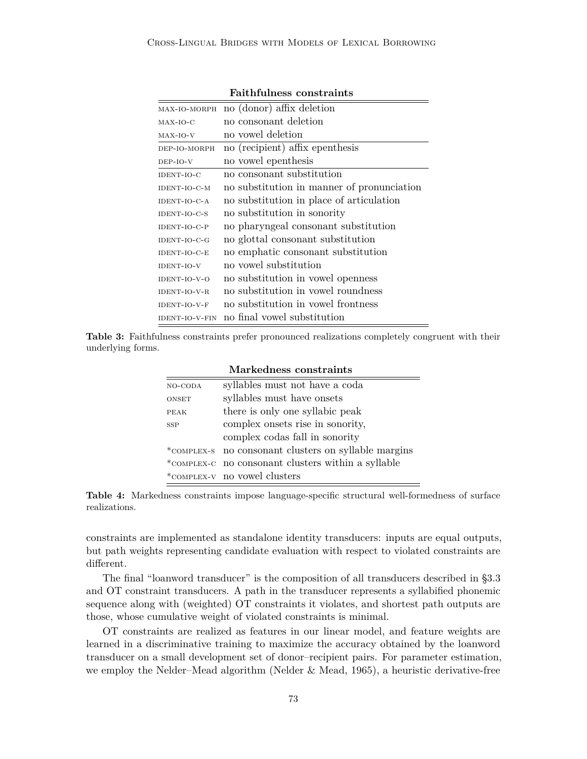| Faithfulness constraints | |
|---|---|
| MAX-IO-MORPH | no (donor) affix deletion |
| MAX-IO-C | no consonant deletion |
| MAX-IO-V | no vowel deletion |
| DEP-IO-MORPH | no (recipient) affix epenthesis |
| DEP-IO-V | no vowel epenthesis |
| IDENT-IO-C | no consonant substitution |
| IDENT-IO-C-M | no substitution in manner of pronunciation |
| IDENT-IO-C-A | no substitution in place of articulation |
| IDENT-IO-C-S | no substitution in sonority |
| IDENT-IO-C-P | no pharyngeal consonant substitution |
| IDENT-IO-C-G | no glottal consonant substitution |
| IDENT-IO-C-E | no emphatic consonant substitution |
| IDENT-IO-V | no vowel substitution |
| IDENT-IO-V-O | no substitution in vowel openness |
| IDENT-IO-V-R | no substitution in vowel roundness |
| IDENT-IO-V-F | no substitution in vowel frontness |
| IDENT-IO-V-FIN | no final vowel substitution |

**Table 3:** Faithfulness constraints prefer pronounced realizations completely congruent with their underlying forms.

| Markedness constraints | |
|---|---|
| NO-CODA | syllables must not have a coda |
| ONSET | syllables must have onsets |
| PEAK | there is only one syllabic peak |
| SSP | complex onsets rise in sonority, complex codas fall in sonority |
| *COMPLEX-S | no consonant clusters on syllable margins |
| *COMPLEX-C | no consonant clusters within a syllable |
| *COMPLEX-V | no vowel clusters |

**Table 4:** Markedness constraints impose language-specific structural well-formedness of surface realizations.

constraints are implemented as standalone identity transducers: inputs are equal outputs, but path weights representing candidate evaluation with respect to violated constraints are different.

The final "loanword transducer" is the composition of all transducers described in §3.3 and OT constraint transducers. A path in the transducer represents a syllabified phonemic sequence along with (weighted) OT constraints it violates, and shortest path outputs are those, whose cumulative weight of violated constraints is minimal.

OT constraints are realized as features in our linear model, and feature weights are learned in a discriminative training to maximize the accuracy obtained by the loanword transducer on a small development set of donor–recipient pairs. For parameter estimation, we employ the Nelder–Mead algorithm (Nelder & Mead, 1965), a heuristic derivative-free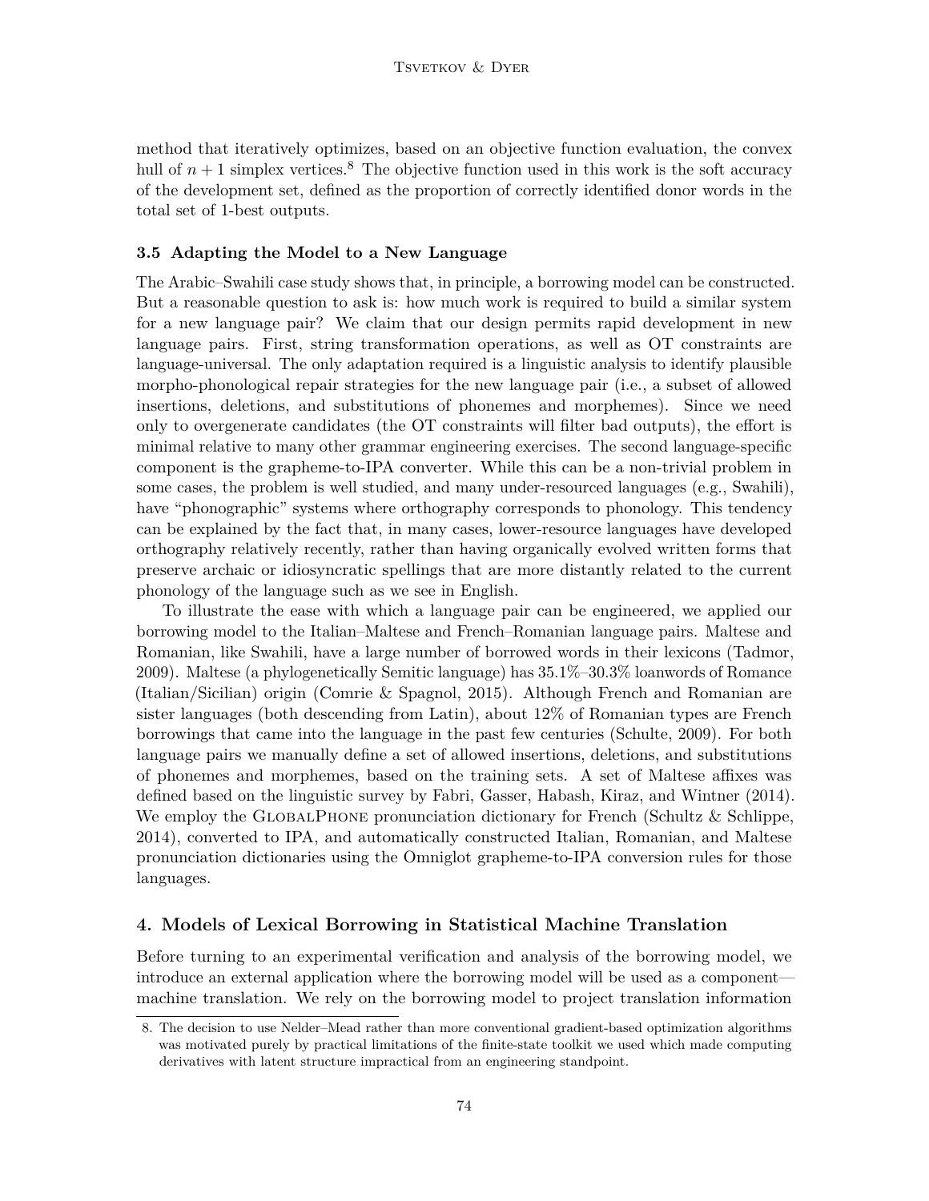method that iteratively optimizes, based on an objective function evaluation, the convex hull of $n + 1$ simplex vertices.[8] The objective function used in this work is the soft accuracy of the development set, defined as the proportion of correctly identified donor words in the total set of 1-best outputs.

### 3.5 Adapting the Model to a New Language

The Arabic–Swahili case study shows that, in principle, a borrowing model can be constructed. But a reasonable question to ask is: how much work is required to build a similar system for a new language pair? We claim that our design permits rapid development in new language pairs. First, string transformation operations, as well as OT constraints are language-universal. The only adaptation required is a linguistic analysis to identify plausible morpho-phonological repair strategies for the new language pair (i.e., a subset of allowed insertions, deletions, and substitutions of phonemes and morphemes). Since we need only to overgenerate candidates (the OT constraints will filter bad outputs), the effort is minimal relative to many other grammar engineering exercises. The second language-specific component is the grapheme-to-IPA converter. While this can be a non-trivial problem in some cases, the problem is well studied, and many under-resourced languages (e.g., Swahili), have "phonographic" systems where orthography corresponds to phonology. This tendency can be explained by the fact that, in many cases, lower-resource languages have developed orthography relatively recently, rather than having organically evolved written forms that preserve archaic or idiosyncratic spellings that are more distantly related to the current phonology of the language such as we see in English.

To illustrate the ease with which a language pair can be engineered, we applied our borrowing model to the Italian–Maltese and French–Romanian language pairs. Maltese and Romanian, like Swahili, have a large number of borrowed words in their lexicons (Tadmor, 2009). Maltese (a phylogenetically Semitic language) has 35.1%–30.3% loanwords of Romance (Italian/Sicilian) origin (Comrie & Spagnol, 2015). Although French and Romanian are sister languages (both descending from Latin), about 12% of Romanian types are French borrowings that came into the language in the past few centuries (Schulte, 2009). For both language pairs we manually define a set of allowed insertions, deletions, and substitutions of phonemes and morphemes, based on the training sets. A set of Maltese affixes was defined based on the linguistic survey by Fabri, Gasser, Habash, Kiraz, and Wintner (2014). We employ the GlobalPhone pronunciation dictionary for French (Schultz & Schlippe, 2014), converted to IPA, and automatically constructed Italian, Romanian, and Maltese pronunciation dictionaries using the Omniglot grapheme-to-IPA conversion rules for those languages.

## 4. Models of Lexical Borrowing in Statistical Machine Translation

Before turning to an experimental verification and analysis of the borrowing model, we introduce an external application where the borrowing model will be used as a component—machine translation. We rely on the borrowing model to project translation information

8. The decision to use Nelder–Mead rather than more conventional gradient-based optimization algorithms was motivated purely by practical limitations of the finite-state toolkit we used which made computing derivatives with latent structure impractical from an engineering standpoint.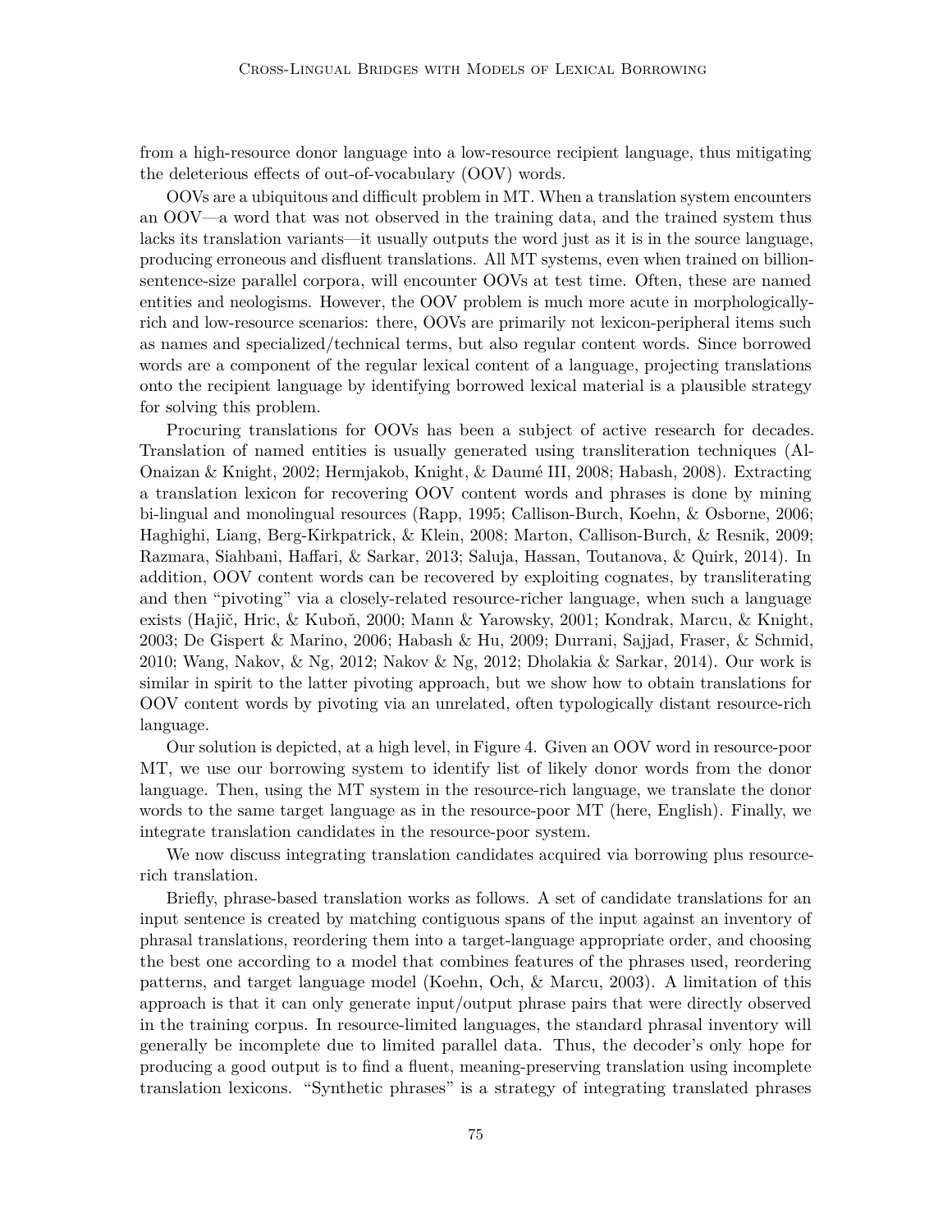from a high-resource donor language into a low-resource recipient language, thus mitigating the deleterious effects of out-of-vocabulary (OOV) words.

OOVs are a ubiquitous and difficult problem in MT. When a translation system encounters an OOV—a word that was not observed in the training data, and the trained system thus lacks its translation variants—it usually outputs the word just as it is in the source language, producing erroneous and disfluent translations. All MT systems, even when trained on billion-sentence-size parallel corpora, will encounter OOVs at test time. Often, these are named entities and neologisms. However, the OOV problem is much more acute in morphologically-rich and low-resource scenarios: there, OOVs are primarily not lexicon-peripheral items such as names and specialized/technical terms, but also regular content words. Since borrowed words are a component of the regular lexical content of a language, projecting translations onto the recipient language by identifying borrowed lexical material is a plausible strategy for solving this problem.

Procuring translations for OOVs has been a subject of active research for decades. Translation of named entities is usually generated using transliteration techniques (Al-Onaizan & Knight, 2002; Hermjakob, Knight, & Daumé III, 2008; Habash, 2008). Extracting a translation lexicon for recovering OOV content words and phrases is done by mining bi-lingual and monolingual resources (Rapp, 1995; Callison-Burch, Koehn, & Osborne, 2006; Haghighi, Liang, Berg-Kirkpatrick, & Klein, 2008; Marton, Callison-Burch, & Resnik, 2009; Razmara, Siahbani, Haffari, & Sarkar, 2013; Saluja, Hassan, Toutanova, & Quirk, 2014). In addition, OOV content words can be recovered by exploiting cognates, by transliterating and then "pivoting" via a closely-related resource-richer language, when such a language exists (Hajič, Hric, & Kuboň, 2000; Mann & Yarowsky, 2001; Kondrak, Marcu, & Knight, 2003; De Gispert & Marino, 2006; Habash & Hu, 2009; Durrani, Sajjad, Fraser, & Schmid, 2010; Wang, Nakov, & Ng, 2012; Nakov & Ng, 2012; Dholakia & Sarkar, 2014). Our work is similar in spirit to the latter pivoting approach, but we show how to obtain translations for OOV content words by pivoting via an unrelated, often typologically distant resource-rich language.

Our solution is depicted, at a high level, in Figure 4. Given an OOV word in resource-poor MT, we use our borrowing system to identify list of likely donor words from the donor language. Then, using the MT system in the resource-rich language, we translate the donor words to the same target language as in the resource-poor MT (here, English). Finally, we integrate translation candidates in the resource-poor system.

We now discuss integrating translation candidates acquired via borrowing plus resource-rich translation.

Briefly, phrase-based translation works as follows. A set of candidate translations for an input sentence is created by matching contiguous spans of the input against an inventory of phrasal translations, reordering them into a target-language appropriate order, and choosing the best one according to a model that combines features of the phrases used, reordering patterns, and target language model (Koehn, Och, & Marcu, 2003). A limitation of this approach is that it can only generate input/output phrase pairs that were directly observed in the training corpus. In resource-limited languages, the standard phrasal inventory will generally be incomplete due to limited parallel data. Thus, the decoder's only hope for producing a good output is to find a fluent, meaning-preserving translation using incomplete translation lexicons. "Synthetic phrases" is a strategy of integrating translated phrases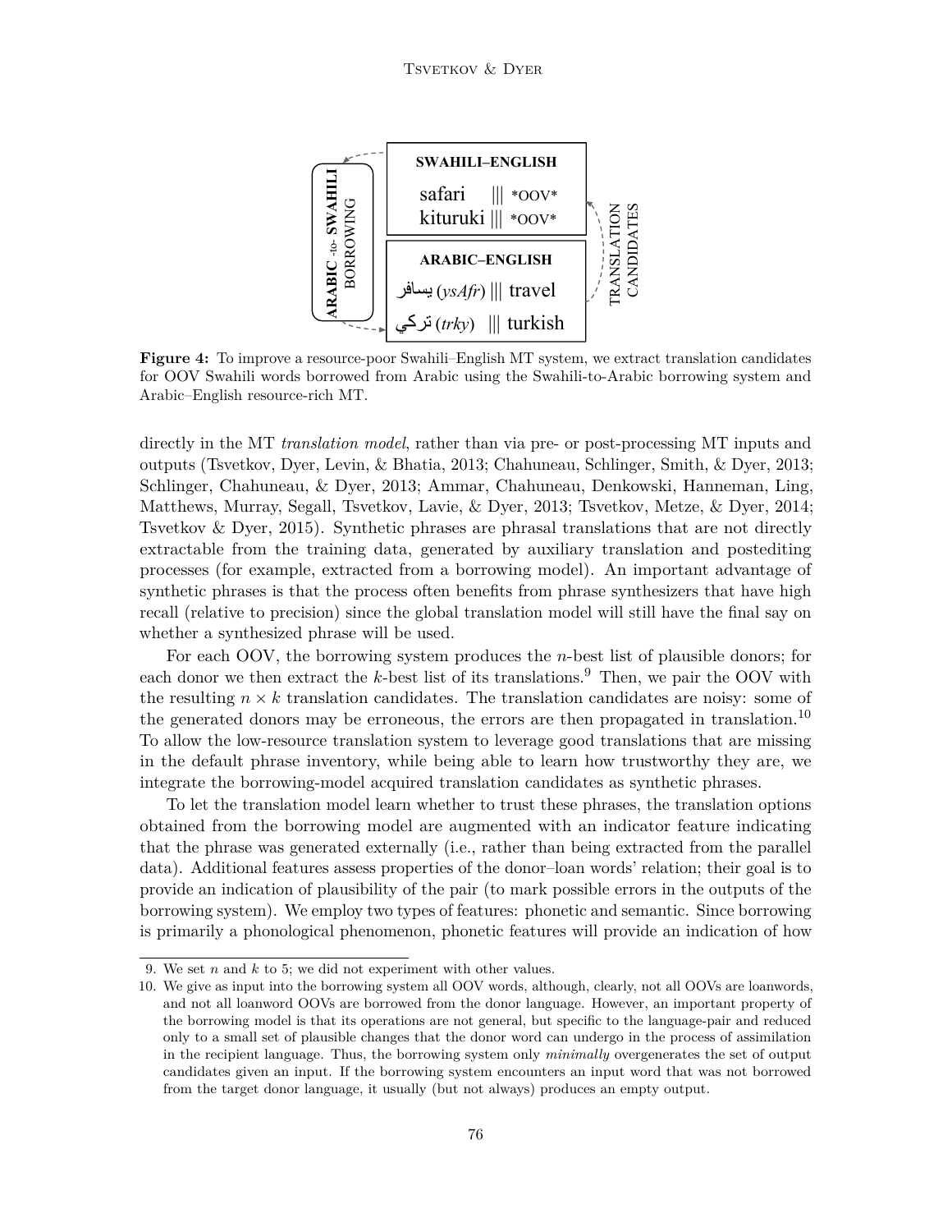**Figure 4:** To improve a resource-poor Swahili–English MT system, we extract translation candidates for OOV Swahili words borrowed from Arabic using the Swahili-to-Arabic borrowing system and Arabic–English resource-rich MT.

directly in the MT *translation model*, rather than via pre- or post-processing MT inputs and outputs (Tsvetkov, Dyer, Levin, & Bhatia, 2013; Chahuneau, Schlinger, Smith, & Dyer, 2013; Schlinger, Chahuneau, & Dyer, 2013; Ammar, Chahuneau, Denkowski, Hanneman, Ling, Matthews, Murray, Segall, Tsvetkov, Lavie, & Dyer, 2013; Tsvetkov, Metze, & Dyer, 2014; Tsvetkov & Dyer, 2015). Synthetic phrases are phrasal translations that are not directly extractable from the training data, generated by auxiliary translation and postediting processes (for example, extracted from a borrowing model). An important advantage of synthetic phrases is that the process often benefits from phrase synthesizers that have high recall (relative to precision) since the global translation model will still have the final say on whether a synthesized phrase will be used.

For each OOV, the borrowing system produces the $n$-best list of plausible donors; for each donor we then extract the $k$-best list of its translations.[9] Then, we pair the OOV with the resulting $n \times k$ translation candidates. The translation candidates are noisy: some of the generated donors may be erroneous, the errors are then propagated in translation.[10] To allow the low-resource translation system to leverage good translations that are missing in the default phrase inventory, while being able to learn how trustworthy they are, we integrate the borrowing-model acquired translation candidates as synthetic phrases.

To let the translation model learn whether to trust these phrases, the translation options obtained from the borrowing model are augmented with an indicator feature indicating that the phrase was generated externally (i.e., rather than being extracted from the parallel data). Additional features assess properties of the donor–loan words' relation; their goal is to provide an indication of plausibility of the pair (to mark possible errors in the outputs of the borrowing system). We employ two types of features: phonetic and semantic. Since borrowing is primarily a phonological phenomenon, phonetic features will provide an indication of how

9. We set $n$ and $k$ to 5; we did not experiment with other values.

10. We give as input into the borrowing system all OOV words, although, clearly, not all OOVs are loanwords, and not all loanword OOVs are borrowed from the donor language. However, an important property of the borrowing model is that its operations are not general, but specific to the language-pair and reduced only to a small set of plausible changes that the donor word can undergo in the process of assimilation in the recipient language. Thus, the borrowing system only *minimally* overgenerates the set of output candidates given an input. If the borrowing system encounters an input word that was not borrowed from the target donor language, it usually (but not always) produces an empty output.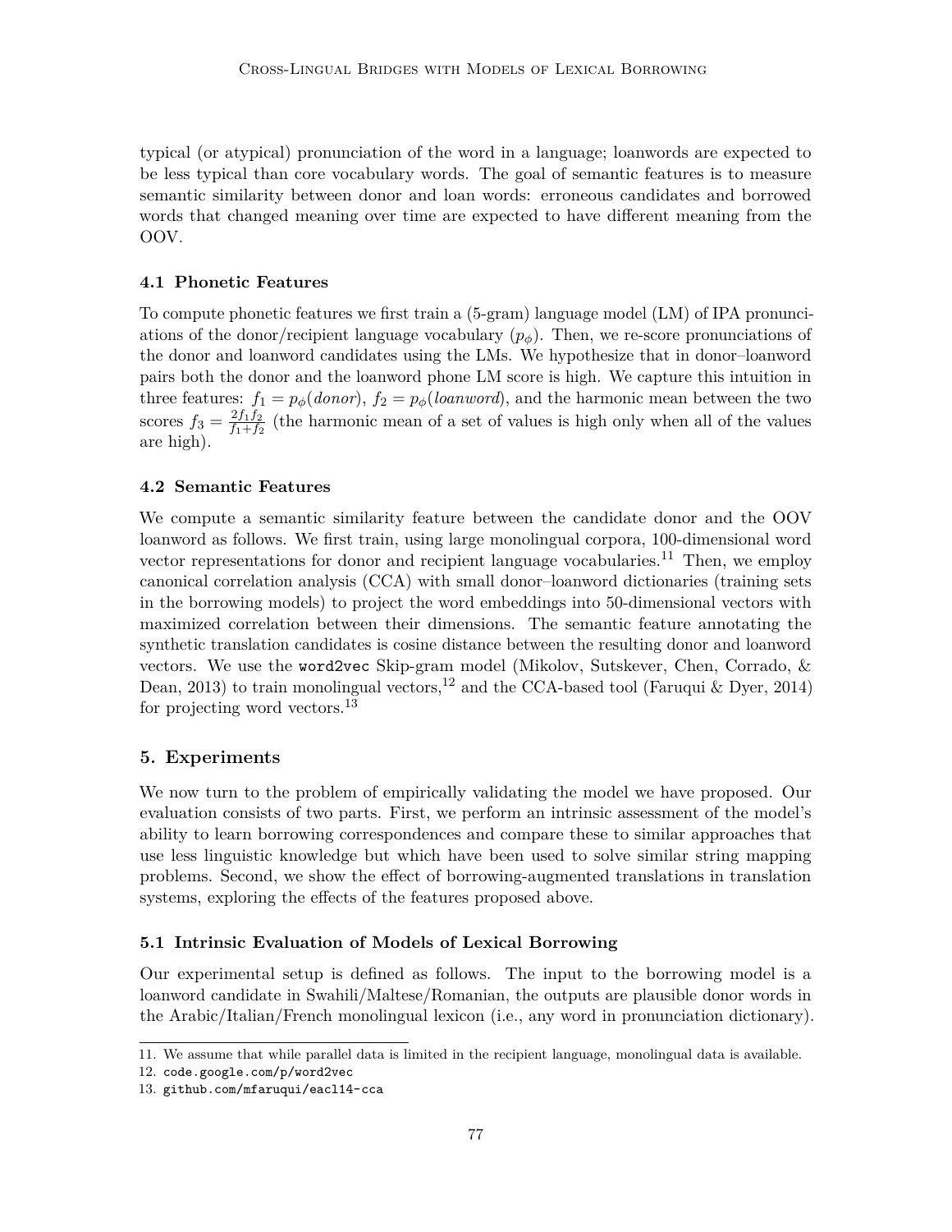typical (or atypical) pronunciation of the word in a language; loanwords are expected to be less typical than core vocabulary words. The goal of semantic features is to measure semantic similarity between donor and loan words: erroneous candidates and borrowed words that changed meaning over time are expected to have different meaning from the OOV.

### 4.1 Phonetic Features

To compute phonetic features we first train a (5-gram) language model (LM) of IPA pronunciations of the donor/recipient language vocabulary ($p_\phi$). Then, we re-score pronunciations of the donor and loanword candidates using the LMs. We hypothesize that in donor–loanword pairs both the donor and the loanword phone LM score is high. We capture this intuition in three features: $f_1 = p_\phi(donor)$, $f_2 = p_\phi(loanword)$, and the harmonic mean between the two scores $f_3 = \frac{2f_1f_2}{f_1+f_2}$ (the harmonic mean of a set of values is high only when all of the values are high).

### 4.2 Semantic Features

We compute a semantic similarity feature between the candidate donor and the OOV loanword as follows. We first train, using large monolingual corpora, 100-dimensional word vector representations for donor and recipient language vocabularies.[11] Then, we employ canonical correlation analysis (CCA) with small donor–loanword dictionaries (training sets in the borrowing models) to project the word embeddings into 50-dimensional vectors with maximized correlation between their dimensions. The semantic feature annotating the synthetic translation candidates is cosine distance between the resulting donor and loanword vectors. We use the `word2vec` Skip-gram model (Mikolov, Sutskever, Chen, Corrado, & Dean, 2013) to train monolingual vectors,[12] and the CCA-based tool (Faruqui & Dyer, 2014) for projecting word vectors.[13]

## 5. Experiments

We now turn to the problem of empirically validating the model we have proposed. Our evaluation consists of two parts. First, we perform an intrinsic assessment of the model's ability to learn borrowing correspondences and compare these to similar approaches that use less linguistic knowledge but which have been used to solve similar string mapping problems. Second, we show the effect of borrowing-augmented translations in translation systems, exploring the effects of the features proposed above.

### 5.1 Intrinsic Evaluation of Models of Lexical Borrowing

Our experimental setup is defined as follows. The input to the borrowing model is a loanword candidate in Swahili/Maltese/Romanian, the outputs are plausible donor words in the Arabic/Italian/French monolingual lexicon (i.e., any word in pronunciation dictionary).

---

11. We assume that while parallel data is limited in the recipient language, monolingual data is available.
12. `code.google.com/p/word2vec`
13. `github.com/mfaruqui/eacl14-cca`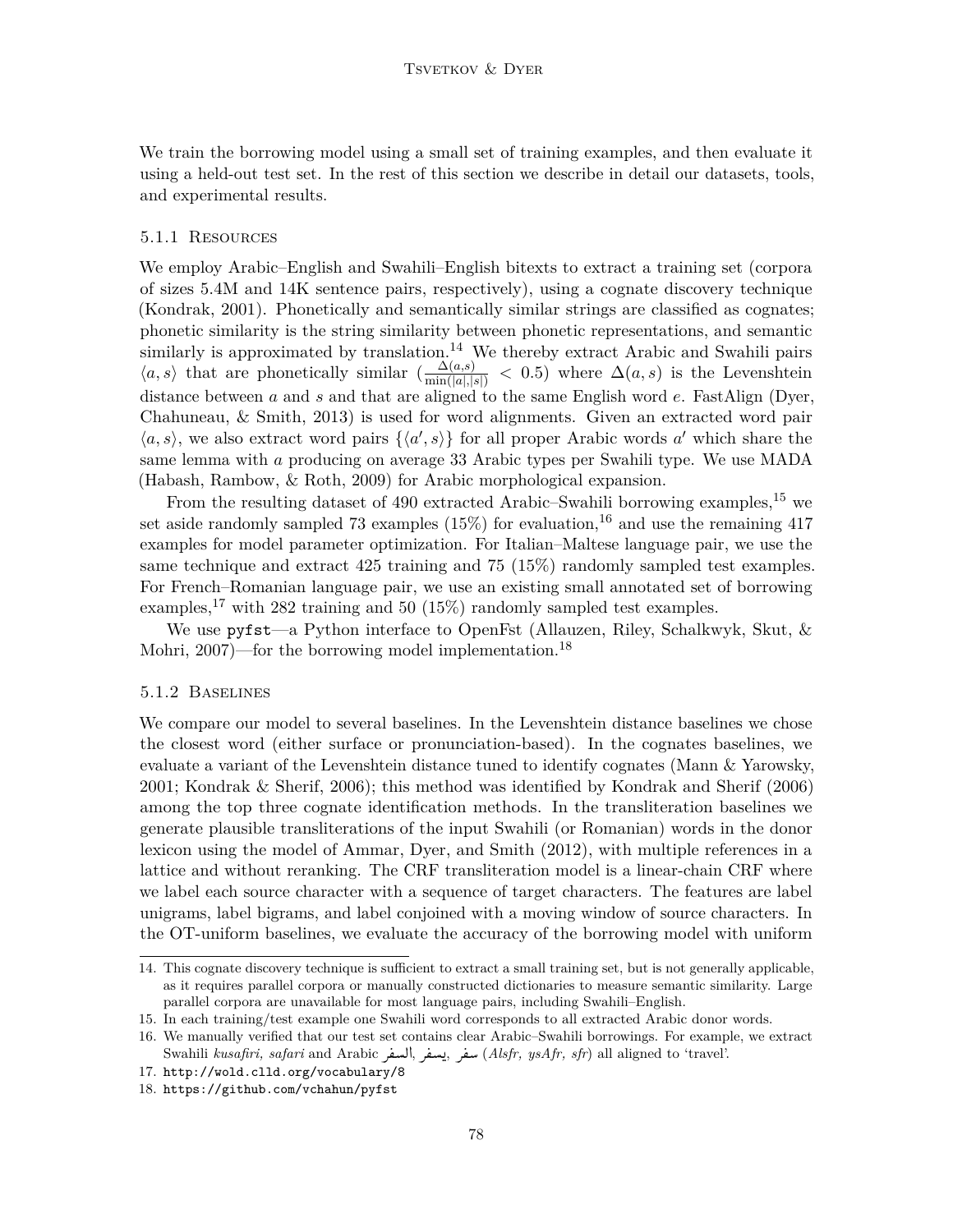We train the borrowing model using a small set of training examples, and then evaluate it using a held-out test set. In the rest of this section we describe in detail our datasets, tools, and experimental results.

#### 5.1.1 Resources

We employ Arabic–English and Swahili–English bitexts to extract a training set (corpora of sizes 5.4M and 14K sentence pairs, respectively), using a cognate discovery technique (Kondrak, 2001). Phonetically and semantically similar strings are classified as cognates; phonetic similarity is the string similarity between phonetic representations, and semantic similarly is approximated by translation.[14] We thereby extract Arabic and Swahili pairs $\langle a, s \rangle$ that are phonetically similar ($\frac{\Delta(a,s)}{\min(|a|,|s|)} < 0.5$) where $\Delta(a, s)$ is the Levenshtein distance between $a$ and $s$ and that are aligned to the same English word $e$. FastAlign (Dyer, Chahuneau, & Smith, 2013) is used for word alignments. Given an extracted word pair $\langle a, s \rangle$, we also extract word pairs $\{\langle a', s \rangle\}$ for all proper Arabic words $a'$ which share the same lemma with $a$ producing on average 33 Arabic types per Swahili type. We use MADA (Habash, Rambow, & Roth, 2009) for Arabic morphological expansion.

From the resulting dataset of 490 extracted Arabic–Swahili borrowing examples,[15] we set aside randomly sampled 73 examples (15%) for evaluation,[16] and use the remaining 417 examples for model parameter optimization. For Italian–Maltese language pair, we use the same technique and extract 425 training and 75 (15%) randomly sampled test examples. For French–Romanian language pair, we use an existing small annotated set of borrowing examples,[17] with 282 training and 50 (15%) randomly sampled test examples.

We use `pyfst`—a Python interface to OpenFst (Allauzen, Riley, Schalkwyk, Skut, & Mohri, 2007)—for the borrowing model implementation.[18]

#### 5.1.2 Baselines

We compare our model to several baselines. In the Levenshtein distance baselines we chose the closest word (either surface or pronunciation-based). In the cognates baselines, we evaluate a variant of the Levenshtein distance tuned to identify cognates (Mann & Yarowsky, 2001; Kondrak & Sherif, 2006); this method was identified by Kondrak and Sherif (2006) among the top three cognate identification methods. In the transliteration baselines we generate plausible transliterations of the input Swahili (or Romanian) words in the donor lexicon using the model of Ammar, Dyer, and Smith (2012), with multiple references in a lattice and without reranking. The CRF transliteration model is a linear-chain CRF where we label each source character with a sequence of target characters. The features are label unigrams, label bigrams, and label conjoined with a moving window of source characters. In the OT-uniform baselines, we evaluate the accuracy of the borrowing model with uniform

---

14. This cognate discovery technique is sufficient to extract a small training set, but is not generally applicable, as it requires parallel corpora or manually constructed dictionaries to measure semantic similarity. Large parallel corpora are unavailable for most language pairs, including Swahili–English.

15. In each training/test example one Swahili word corresponds to all extracted Arabic donor words.

16. We manually verified that our test set contains clear Arabic–Swahili borrowings. For example, we extract Swahili *kusafiri, safari* and Arabic السفر, يسفر, سفر (*Alsfr, ysAfr, sfr*) all aligned to 'travel'.

17. http://wold.clld.org/vocabulary/8

18. https://github.com/vchahun/pyfst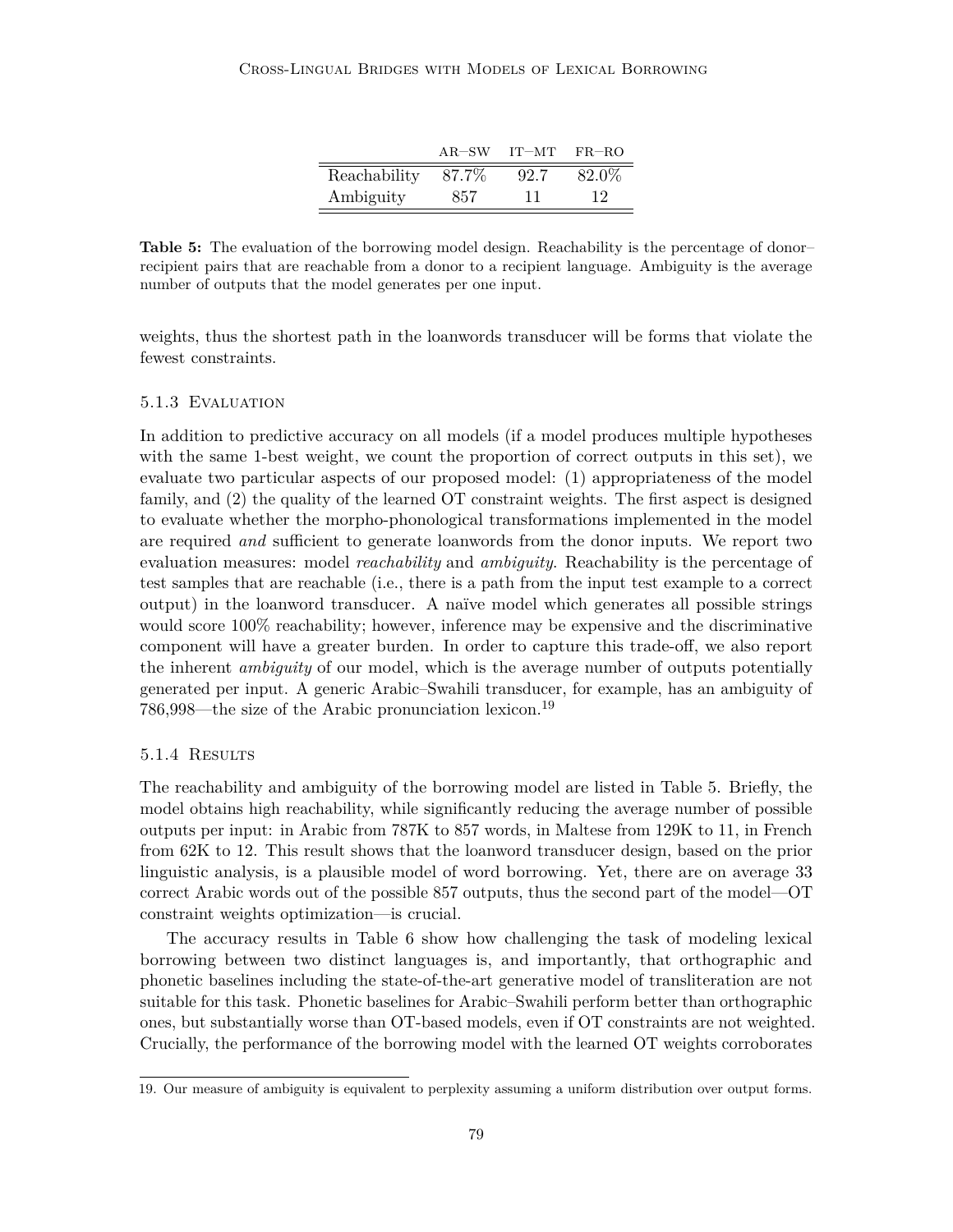| | AR–SW | IT–MT | FR–RO |
|---|---|---|---|
| Reachability | 87.7% | 92.7 | 82.0% |
| Ambiguity | 857 | 11 | 12 |

**Table 5:** The evaluation of the borrowing model design. Reachability is the percentage of donor–recipient pairs that are reachable from a donor to a recipient language. Ambiguity is the average number of outputs that the model generates per one input.

weights, thus the shortest path in the loanwords transducer will be forms that violate the fewest constraints.

#### 5.1.3 Evaluation

In addition to predictive accuracy on all models (if a model produces multiple hypotheses with the same 1-best weight, we count the proportion of correct outputs in this set), we evaluate two particular aspects of our proposed model: (1) appropriateness of the model family, and (2) the quality of the learned OT constraint weights. The first aspect is designed to evaluate whether the morpho-phonological transformations implemented in the model are required *and* sufficient to generate loanwords from the donor inputs. We report two evaluation measures: model *reachability* and *ambiguity*. Reachability is the percentage of test samples that are reachable (i.e., there is a path from the input test example to a correct output) in the loanword transducer. A naïve model which generates all possible strings would score 100% reachability; however, inference may be expensive and the discriminative component will have a greater burden. In order to capture this trade-off, we also report the inherent *ambiguity* of our model, which is the average number of outputs potentially generated per input. A generic Arabic–Swahili transducer, for example, has an ambiguity of 786,998—the size of the Arabic pronunciation lexicon.[19]

#### 5.1.4 Results

The reachability and ambiguity of the borrowing model are listed in Table 5. Briefly, the model obtains high reachability, while significantly reducing the average number of possible outputs per input: in Arabic from 787K to 857 words, in Maltese from 129K to 11, in French from 62K to 12. This result shows that the loanword transducer design, based on the prior linguistic analysis, is a plausible model of word borrowing. Yet, there are on average 33 correct Arabic words out of the possible 857 outputs, thus the second part of the model—OT constraint weights optimization—is crucial.

The accuracy results in Table 6 show how challenging the task of modeling lexical borrowing between two distinct languages is, and importantly, that orthographic and phonetic baselines including the state-of-the-art generative model of transliteration are not suitable for this task. Phonetic baselines for Arabic–Swahili perform better than orthographic ones, but substantially worse than OT-based models, even if OT constraints are not weighted. Crucially, the performance of the borrowing model with the learned OT weights corroborates

19. Our measure of ambiguity is equivalent to perplexity assuming a uniform distribution over output forms.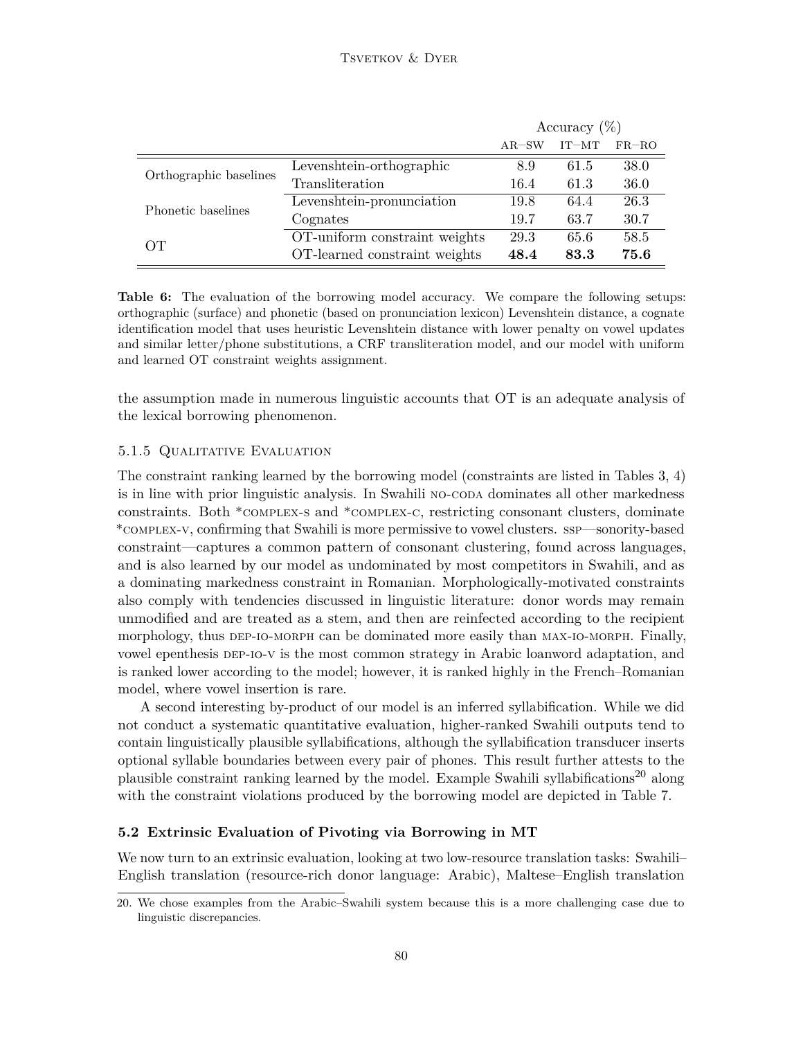| | | Accuracy (%) | | |
|---|---|---|---|---|
| | | AR–SW | IT–MT | FR–RO |
| Orthographic baselines | Levenshtein-orthographic | 8.9 | 61.5 | 38.0 |
| | Transliteration | 16.4 | 61.3 | 36.0 |
| Phonetic baselines | Levenshtein-pronunciation | 19.8 | 64.4 | 26.3 |
| | Cognates | 19.7 | 63.7 | 30.7 |
| OT | OT-uniform constraint weights | 29.3 | 65.6 | 58.5 |
| | OT-learned constraint weights | **48.4** | **83.3** | **75.6** |

**Table 6:** The evaluation of the borrowing model accuracy. We compare the following setups: orthographic (surface) and phonetic (based on pronunciation lexicon) Levenshtein distance, a cognate identification model that uses heuristic Levenshtein distance with lower penalty on vowel updates and similar letter/phone substitutions, a CRF transliteration model, and our model with uniform and learned OT constraint weights assignment.

the assumption made in numerous linguistic accounts that OT is an adequate analysis of the lexical borrowing phenomenon.

#### 5.1.5 Qualitative Evaluation

The constraint ranking learned by the borrowing model (constraints are listed in Tables 3, 4) is in line with prior linguistic analysis. In Swahili NO-CODA dominates all other markedness constraints. Both *COMPLEX-S and *COMPLEX-C, restricting consonant clusters, dominate *COMPLEX-V, confirming that Swahili is more permissive to vowel clusters. SSP—sonority-based constraint—captures a common pattern of consonant clustering, found across languages, and is also learned by our model as undominated by most competitors in Swahili, and as a dominating markedness constraint in Romanian. Morphologically-motivated constraints also comply with tendencies discussed in linguistic literature: donor words may remain unmodified and are treated as a stem, and then are reinfected according to the recipient morphology, thus DEP-IO-MORPH can be dominated more easily than MAX-IO-MORPH. Finally, vowel epenthesis DEP-IO-V is the most common strategy in Arabic loanword adaptation, and is ranked lower according to the model; however, it is ranked highly in the French–Romanian model, where vowel insertion is rare.

A second interesting by-product of our model is an inferred syllabification. While we did not conduct a systematic quantitative evaluation, higher-ranked Swahili outputs tend to contain linguistically plausible syllabifications, although the syllabification transducer inserts optional syllable boundaries between every pair of phones. This result further attests to the plausible constraint ranking learned by the model. Example Swahili syllabifications[20] along with the constraint violations produced by the borrowing model are depicted in Table 7.

### 5.2 Extrinsic Evaluation of Pivoting via Borrowing in MT

We now turn to an extrinsic evaluation, looking at two low-resource translation tasks: Swahili–English translation (resource-rich donor language: Arabic), Maltese–English translation

20. We chose examples from the Arabic–Swahili system because this is a more challenging case due to linguistic discrepancies.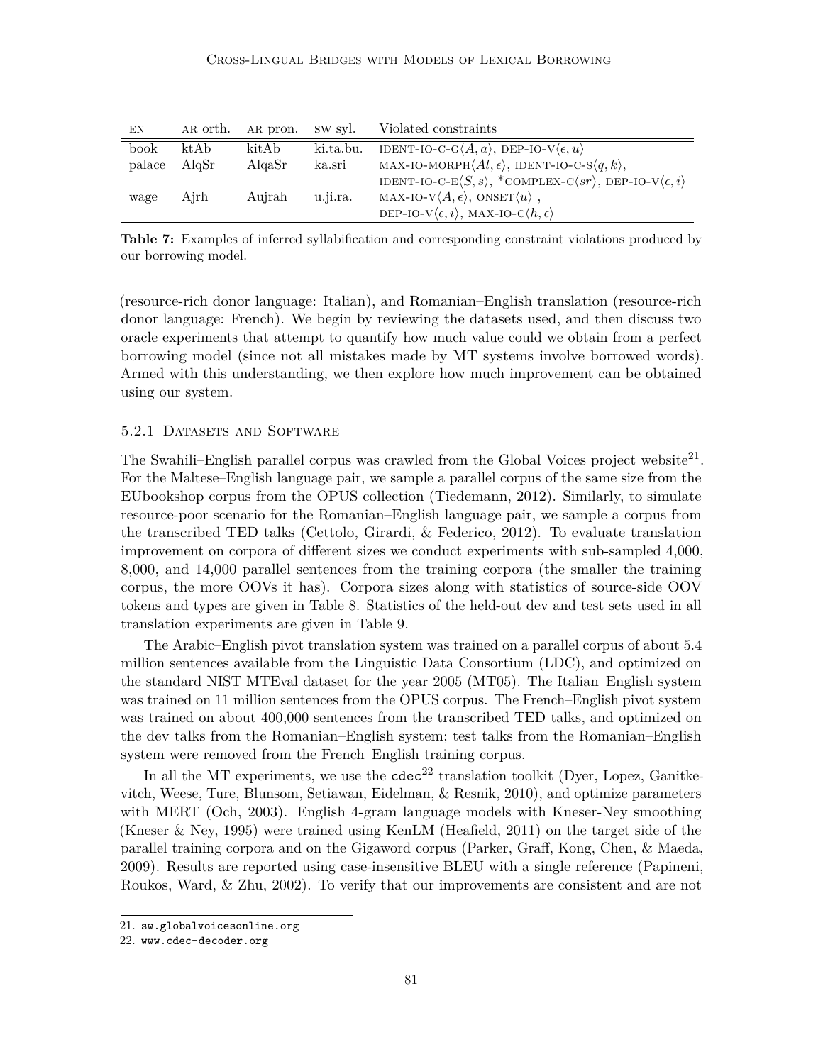| EN | AR orth. | AR pron. | SW syl. | Violated constraints |
|---|---|---|---|---|
| book | ktAb | kitAb | ki.ta.bu. | IDENT-IO-C-G$\langle A, a \rangle$, DEP-IO-V$\langle \epsilon, u \rangle$ |
| palace | AlqSr | AlqaSr | ka.sri | MAX-IO-MORPH$\langle Al, \epsilon \rangle$, IDENT-IO-C-S$\langle q, k \rangle$, IDENT-IO-C-E$\langle S, s \rangle$, *COMPLEX-C$\langle sr \rangle$, DEP-IO-V$\langle \epsilon, i \rangle$ |
| wage | Ajrh | Aujrah | u.ji.ra. | MAX-IO-V$\langle A, \epsilon \rangle$, ONSET$\langle u \rangle$ , DEP-IO-V$\langle \epsilon, i \rangle$, MAX-IO-C$\langle h, \epsilon \rangle$ |

**Table 7:** Examples of inferred syllabification and corresponding constraint violations produced by our borrowing model.

(resource-rich donor language: Italian), and Romanian–English translation (resource-rich donor language: French). We begin by reviewing the datasets used, and then discuss two oracle experiments that attempt to quantify how much value could we obtain from a perfect borrowing model (since not all mistakes made by MT systems involve borrowed words). Armed with this understanding, we then explore how much improvement can be obtained using our system.

### 5.2.1 Datasets and Software

The Swahili–English parallel corpus was crawled from the Global Voices project website[21]. For the Maltese–English language pair, we sample a parallel corpus of the same size from the EUbookshop corpus from the OPUS collection (Tiedemann, 2012). Similarly, to simulate resource-poor scenario for the Romanian–English language pair, we sample a corpus from the transcribed TED talks (Cettolo, Girardi, & Federico, 2012). To evaluate translation improvement on corpora of different sizes we conduct experiments with sub-sampled 4,000, 8,000, and 14,000 parallel sentences from the training corpora (the smaller the training corpus, the more OOVs it has). Corpora sizes along with statistics of source-side OOV tokens and types are given in Table 8. Statistics of the held-out dev and test sets used in all translation experiments are given in Table 9.

The Arabic–English pivot translation system was trained on a parallel corpus of about 5.4 million sentences available from the Linguistic Data Consortium (LDC), and optimized on the standard NIST MTEval dataset for the year 2005 (MT05). The Italian–English system was trained on 11 million sentences from the OPUS corpus. The French–English pivot system was trained on about 400,000 sentences from the transcribed TED talks, and optimized on the dev talks from the Romanian–English system; test talks from the Romanian–English system were removed from the French–English training corpus.

In all the MT experiments, we use the `cdec`[22] translation toolkit (Dyer, Lopez, Ganitkevitch, Weese, Ture, Blunsom, Setiawan, Eidelman, & Resnik, 2010), and optimize parameters with MERT (Och, 2003). English 4-gram language models with Kneser-Ney smoothing (Kneser & Ney, 1995) were trained using KenLM (Heafield, 2011) on the target side of the parallel training corpora and on the Gigaword corpus (Parker, Graff, Kong, Chen, & Maeda, 2009). Results are reported using case-insensitive BLEU with a single reference (Papineni, Roukos, Ward, & Zhu, 2002). To verify that our improvements are consistent and are not

21. `sw.globalvoicesonline.org`
22. `www.cdec-decoder.org`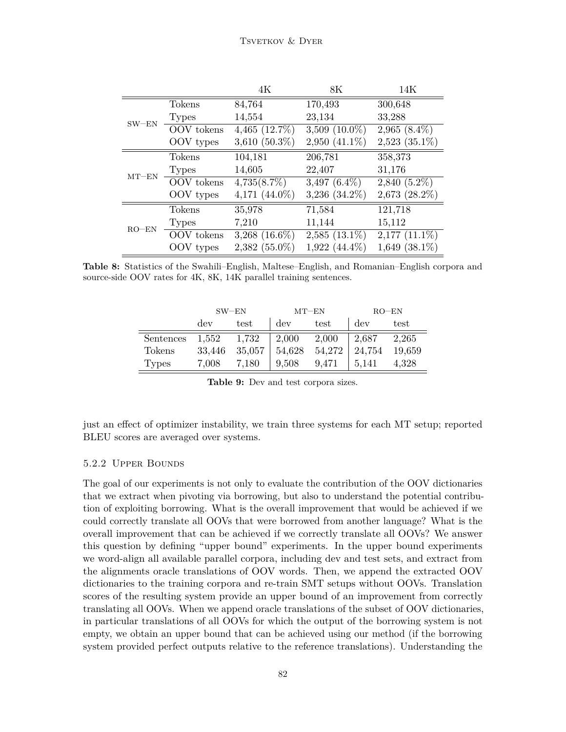| | | 4K | 8K | 14K |
|---|---|---|---|---|
| SW–EN | Tokens | 84,764 | 170,493 | 300,648 |
| | Types | 14,554 | 23,134 | 33,288 |
| | OOV tokens | 4,465 (12.7%) | 3,509 (10.0%) | 2,965 (8.4%) |
| | OOV types | 3,610 (50.3%) | 2,950 (41.1%) | 2,523 (35.1%) |
| MT–EN | Tokens | 104,181 | 206,781 | 358,373 |
| | Types | 14,605 | 22,407 | 31,176 |
| | OOV tokens | 4,735(8.7%) | 3,497 (6.4%) | 2,840 (5.2%) |
| | OOV types | 4,171 (44.0%) | 3,236 (34.2%) | 2,673 (28.2%) |
| RO–EN | Tokens | 35,978 | 71,584 | 121,718 |
| | Types | 7,210 | 11,144 | 15,112 |
| | OOV tokens | 3,268 (16.6%) | 2,585 (13.1%) | 2,177 (11.1%) |
| | OOV types | 2,382 (55.0%) | 1,922 (44.4%) | 1,649 (38.1%) |

**Table 8:** Statistics of the Swahili–English, Maltese–English, and Romanian–English corpora and source-side OOV rates for 4K, 8K, 14K parallel training sentences.

| | SW–EN | | MT–EN | | RO–EN | |
|---|---|---|---|---|---|---|
| | dev | test | dev | test | dev | test |
| Sentences | 1,552 | 1,732 | 2,000 | 2,000 | 2,687 | 2,265 |
| Tokens | 33,446 | 35,057 | 54,628 | 54,272 | 24,754 | 19,659 |
| Types | 7,008 | 7,180 | 9,508 | 9,471 | 5,141 | 4,328 |

**Table 9:** Dev and test corpora sizes.

just an effect of optimizer instability, we train three systems for each MT setup; reported BLEU scores are averaged over systems.

#### 5.2.2 Upper Bounds

The goal of our experiments is not only to evaluate the contribution of the OOV dictionaries that we extract when pivoting via borrowing, but also to understand the potential contribution of exploiting borrowing. What is the overall improvement that would be achieved if we could correctly translate all OOVs that were borrowed from another language? What is the overall improvement that can be achieved if we correctly translate all OOVs? We answer this question by defining "upper bound" experiments. In the upper bound experiments we word-align all available parallel corpora, including dev and test sets, and extract from the alignments oracle translations of OOV words. Then, we append the extracted OOV dictionaries to the training corpora and re-train SMT setups without OOVs. Translation scores of the resulting system provide an upper bound of an improvement from correctly translating all OOVs. When we append oracle translations of the subset of OOV dictionaries, in particular translations of all OOVs for which the output of the borrowing system is not empty, we obtain an upper bound that can be achieved using our method (if the borrowing system provided perfect outputs relative to the reference translations). Understanding the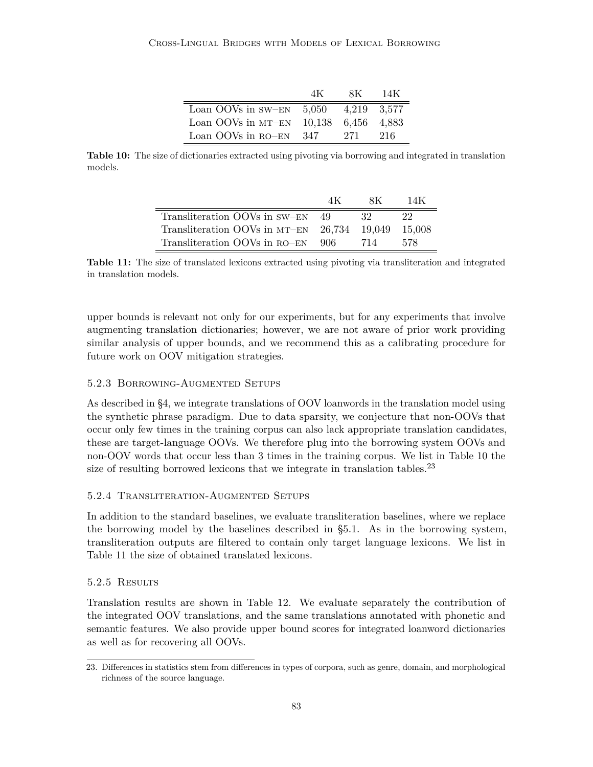| | 4K | 8K | 14K |
|---|---|---|---|
| Loan OOVs in SW–EN | 5,050 | 4,219 | 3,577 |
| Loan OOVs in MT–EN | 10,138 | 6,456 | 4,883 |
| Loan OOVs in RO–EN | 347 | 271 | 216 |

**Table 10:** The size of dictionaries extracted using pivoting via borrowing and integrated in translation models.

| | 4K | 8K | 14K |
|---|---|---|---|
| Transliteration OOVs in SW–EN | 49 | 32 | 22 |
| Transliteration OOVs in MT–EN | 26,734 | 19,049 | 15,008 |
| Transliteration OOVs in RO–EN | 906 | 714 | 578 |

**Table 11:** The size of translated lexicons extracted using pivoting via transliteration and integrated in translation models.

upper bounds is relevant not only for our experiments, but for any experiments that involve augmenting translation dictionaries; however, we are not aware of prior work providing similar analysis of upper bounds, and we recommend this as a calibrating procedure for future work on OOV mitigation strategies.

#### 5.2.3 Borrowing-Augmented Setups

As described in §4, we integrate translations of OOV loanwords in the translation model using the synthetic phrase paradigm. Due to data sparsity, we conjecture that non-OOVs that occur only few times in the training corpus can also lack appropriate translation candidates, these are target-language OOVs. We therefore plug into the borrowing system OOVs and non-OOV words that occur less than 3 times in the training corpus. We list in Table 10 the size of resulting borrowed lexicons that we integrate in translation tables.[23]

#### 5.2.4 Transliteration-Augmented Setups

In addition to the standard baselines, we evaluate transliteration baselines, where we replace the borrowing model by the baselines described in §5.1. As in the borrowing system, transliteration outputs are filtered to contain only target language lexicons. We list in Table 11 the size of obtained translated lexicons.

#### 5.2.5 Results

Translation results are shown in Table 12. We evaluate separately the contribution of the integrated OOV translations, and the same translations annotated with phonetic and semantic features. We also provide upper bound scores for integrated loanword dictionaries as well as for recovering all OOVs.

23. Differences in statistics stem from differences in types of corpora, such as genre, domain, and morphological richness of the source language.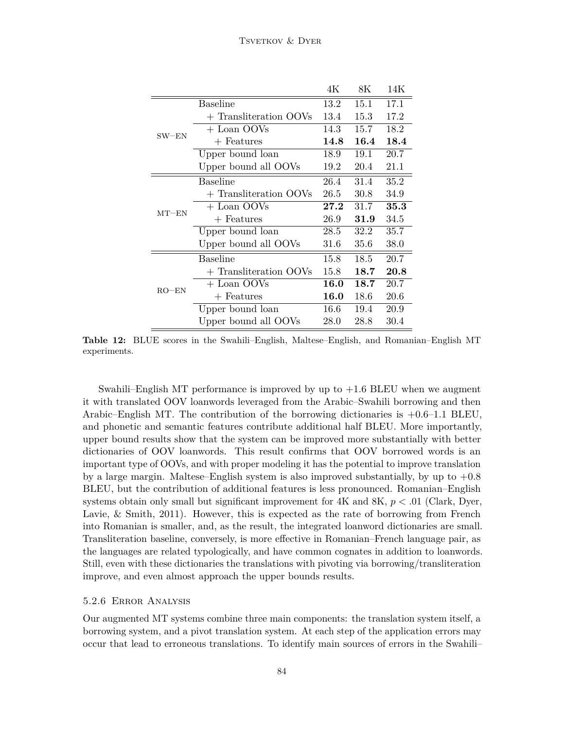| | | 4K | 8K | 14K |
|---|---|---|---|---|
| SW–EN | Baseline | 13.2 | 15.1 | 17.1 |
| | + Transliteration OOVs | 13.4 | 15.3 | 17.2 |
| | + Loan OOVs | 14.3 | 15.7 | 18.2 |
| | + Features | **14.8** | **16.4** | **18.4** |
| | Upper bound loan | 18.9 | 19.1 | 20.7 |
| | Upper bound all OOVs | 19.2 | 20.4 | 21.1 |
| MT–EN | Baseline | 26.4 | 31.4 | 35.2 |
| | + Transliteration OOVs | 26.5 | 30.8 | 34.9 |
| | + Loan OOVs | **27.2** | 31.7 | **35.3** |
| | + Features | 26.9 | **31.9** | 34.5 |
| | Upper bound loan | 28.5 | 32.2 | 35.7 |
| | Upper bound all OOVs | 31.6 | 35.6 | 38.0 |
| RO–EN | Baseline | 15.8 | 18.5 | 20.7 |
| | + Transliteration OOVs | 15.8 | **18.7** | **20.8** |
| | + Loan OOVs | **16.0** | **18.7** | 20.7 |
| | + Features | **16.0** | 18.6 | 20.6 |
| | Upper bound loan | 16.6 | 19.4 | 20.9 |
| | Upper bound all OOVs | 28.0 | 28.8 | 30.4 |

**Table 12:** BLUE scores in the Swahili–English, Maltese–English, and Romanian–English MT experiments.

Swahili–English MT performance is improved by up to +1.6 BLEU when we augment it with translated OOV loanwords leveraged from the Arabic–Swahili borrowing and then Arabic–English MT. The contribution of the borrowing dictionaries is +0.6–1.1 BLEU, and phonetic and semantic features contribute additional half BLEU. More importantly, upper bound results show that the system can be improved more substantially with better dictionaries of OOV loanwords. This result confirms that OOV borrowed words is an important type of OOVs, and with proper modeling it has the potential to improve translation by a large margin. Maltese–English system is also improved substantially, by up to +0.8 BLEU, but the contribution of additional features is less pronounced. Romanian–English systems obtain only small but significant improvement for 4K and 8K, $p < .01$ (Clark, Dyer, Lavie, & Smith, 2011). However, this is expected as the rate of borrowing from French into Romanian is smaller, and, as the result, the integrated loanword dictionaries are small. Transliteration baseline, conversely, is more effective in Romanian–French language pair, as the languages are related typologically, and have common cognates in addition to loanwords. Still, even with these dictionaries the translations with pivoting via borrowing/transliteration improve, and even almost approach the upper bounds results.

#### 5.2.6 Error Analysis

Our augmented MT systems combine three main components: the translation system itself, a borrowing system, and a pivot translation system. At each step of the application errors may occur that lead to erroneous translations. To identify main sources of errors in the Swahili–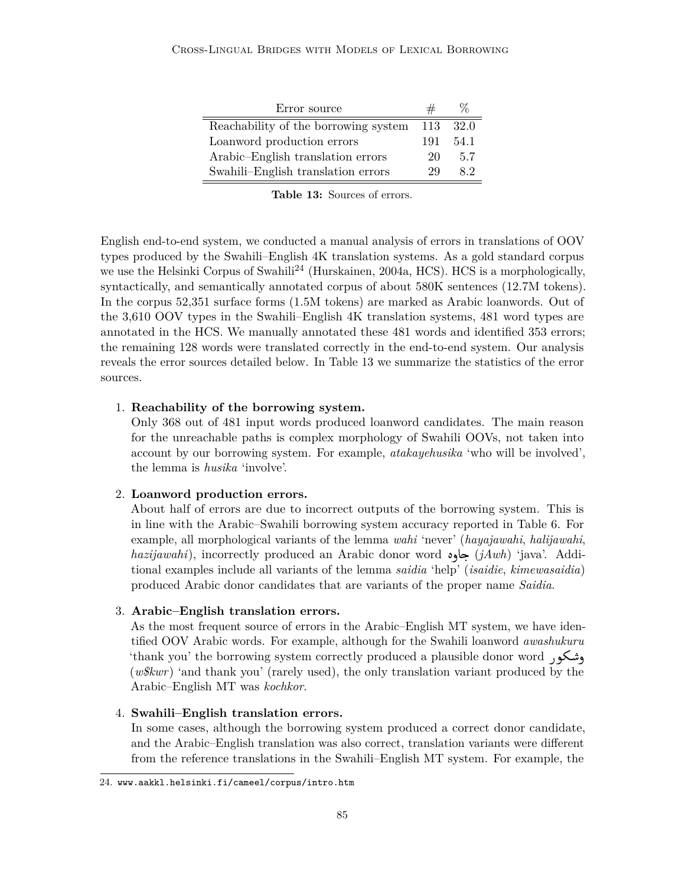| Error source | # | % |
|---|---|---|
| Reachability of the borrowing system | 113 | 32.0 |
| Loanword production errors | 191 | 54.1 |
| Arabic–English translation errors | 20 | 5.7 |
| Swahili–English translation errors | 29 | 8.2 |

**Table 13:** Sources of errors.

English end-to-end system, we conducted a manual analysis of errors in translations of OOV types produced by the Swahili–English 4K translation systems. As a gold standard corpus we use the Helsinki Corpus of Swahili[24] (Hurskainen, 2004a, HCS). HCS is a morphologically, syntactically, and semantically annotated corpus of about 580K sentences (12.7M tokens). In the corpus 52,351 surface forms (1.5M tokens) are marked as Arabic loanwords. Out of the 3,610 OOV types in the Swahili–English 4K translation systems, 481 word types are annotated in the HCS. We manually annotated these 481 words and identified 353 errors; the remaining 128 words were translated correctly in the end-to-end system. Our analysis reveals the error sources detailed below. In Table 13 we summarize the statistics of the error sources.

1. **Reachability of the borrowing system.**
   Only 368 out of 481 input words produced loanword candidates. The main reason for the unreachable paths is complex morphology of Swahili OOVs, not taken into account by our borrowing system. For example, *atakayehusika* 'who will be involved', the lemma is *husika* 'involve'.

2. **Loanword production errors.**
   About half of errors are due to incorrect outputs of the borrowing system. This is in line with the Arabic–Swahili borrowing system accuracy reported in Table 6. For example, all morphological variants of the lemma *wahi* 'never' (*hayajawahi*, *halijawahi*, *hazijawahi*), incorrectly produced an Arabic donor word جاوه (*jAwh*) 'java'. Additional examples include all variants of the lemma *saidia* 'help' (*isaidie*, *kimewasaidia*) produced Arabic donor candidates that are variants of the proper name *Saidia*.

3. **Arabic–English translation errors.**
   As the most frequent source of errors in the Arabic–English MT system, we have identified OOV Arabic words. For example, although for the Swahili loanword *awashukuru* 'thank you' the borrowing system correctly produced a plausible donor word وشكور (*w$kwr*) 'and thank you' (rarely used), the only translation variant produced by the Arabic–English MT was *kochkor*.

4. **Swahili–English translation errors.**
   In some cases, although the borrowing system produced a correct donor candidate, and the Arabic–English translation was also correct, translation variants were different from the reference translations in the Swahili–English MT system. For example, the

24. www.aakkl.helsinki.fi/cameel/corpus/intro.htm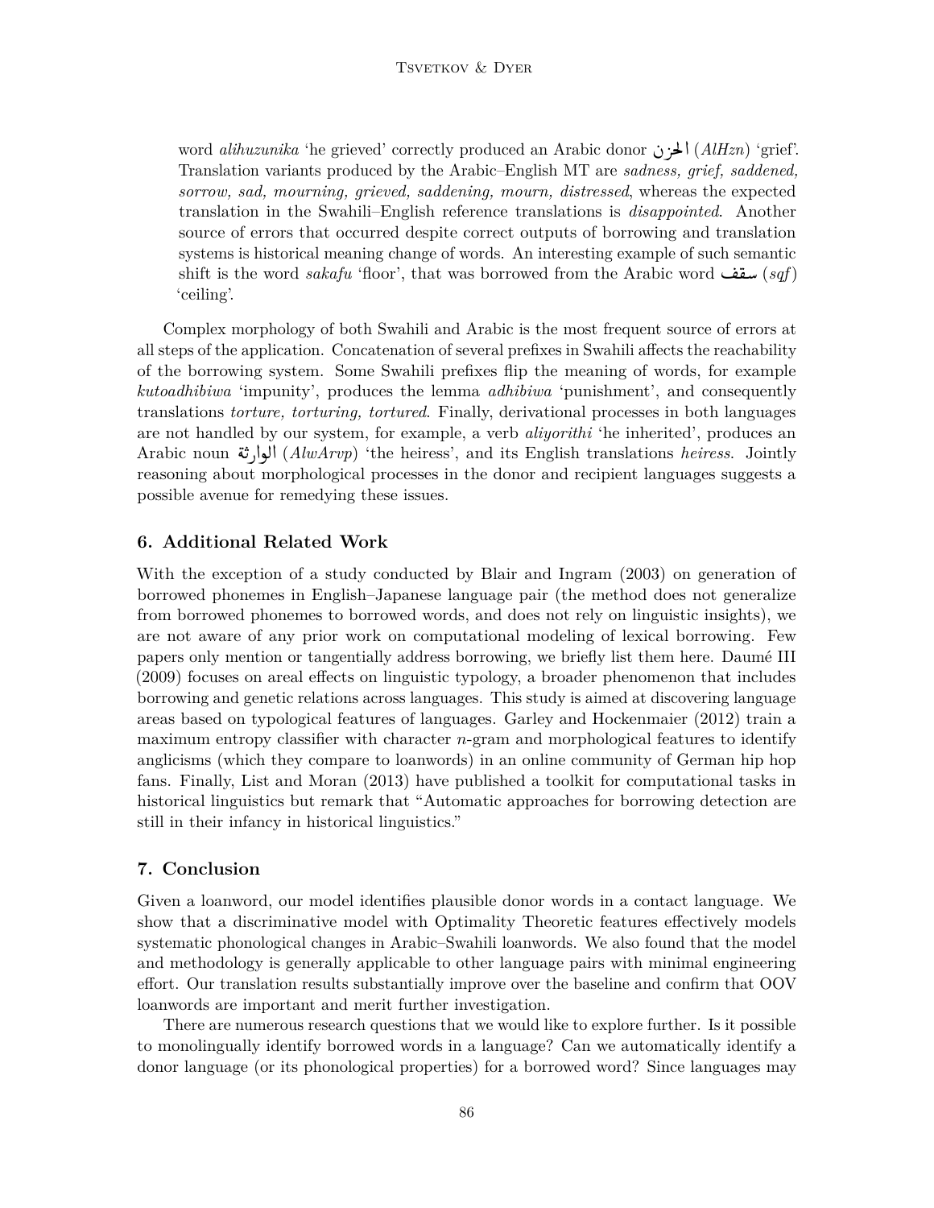word *alihuzunika* 'he grieved' correctly produced an Arabic donor الحزن (*AlHzn*) 'grief'. Translation variants produced by the Arabic–English MT are *sadness, grief, saddened, sorrow, sad, mourning, grieved, saddening, mourn, distressed*, whereas the expected translation in the Swahili–English reference translations is *disappointed*. Another source of errors that occurred despite correct outputs of borrowing and translation systems is historical meaning change of words. An interesting example of such semantic shift is the word *sakafu* 'floor', that was borrowed from the Arabic word سقف (*sqf*) 'ceiling'.

Complex morphology of both Swahili and Arabic is the most frequent source of errors at all steps of the application. Concatenation of several prefixes in Swahili affects the reachability of the borrowing system. Some Swahili prefixes flip the meaning of words, for example *kutoadhibiwa* 'impunity', produces the lemma *adhibiwa* 'punishment', and consequently translations *torture, torturing, tortured*. Finally, derivational processes in both languages are not handled by our system, for example, a verb *aliyorithi* 'he inherited', produces an Arabic noun الوارثة (*AlwArvp*) 'the heiress', and its English translations *heiress*. Jointly reasoning about morphological processes in the donor and recipient languages suggests a possible avenue for remedying these issues.

## 6. Additional Related Work

With the exception of a study conducted by Blair and Ingram (2003) on generation of borrowed phonemes in English–Japanese language pair (the method does not generalize from borrowed phonemes to borrowed words, and does not rely on linguistic insights), we are not aware of any prior work on computational modeling of lexical borrowing. Few papers only mention or tangentially address borrowing, we briefly list them here. Daumé III (2009) focuses on areal effects on linguistic typology, a broader phenomenon that includes borrowing and genetic relations across languages. This study is aimed at discovering language areas based on typological features of languages. Garley and Hockenmaier (2012) train a maximum entropy classifier with character $n$-gram and morphological features to identify anglicisms (which they compare to loanwords) in an online community of German hip hop fans. Finally, List and Moran (2013) have published a toolkit for computational tasks in historical linguistics but remark that "Automatic approaches for borrowing detection are still in their infancy in historical linguistics."

## 7. Conclusion

Given a loanword, our model identifies plausible donor words in a contact language. We show that a discriminative model with Optimality Theoretic features effectively models systematic phonological changes in Arabic–Swahili loanwords. We also found that the model and methodology is generally applicable to other language pairs with minimal engineering effort. Our translation results substantially improve over the baseline and confirm that OOV loanwords are important and merit further investigation.

There are numerous research questions that we would like to explore further. Is it possible to monolingually identify borrowed words in a language? Can we automatically identify a donor language (or its phonological properties) for a borrowed word? Since languages may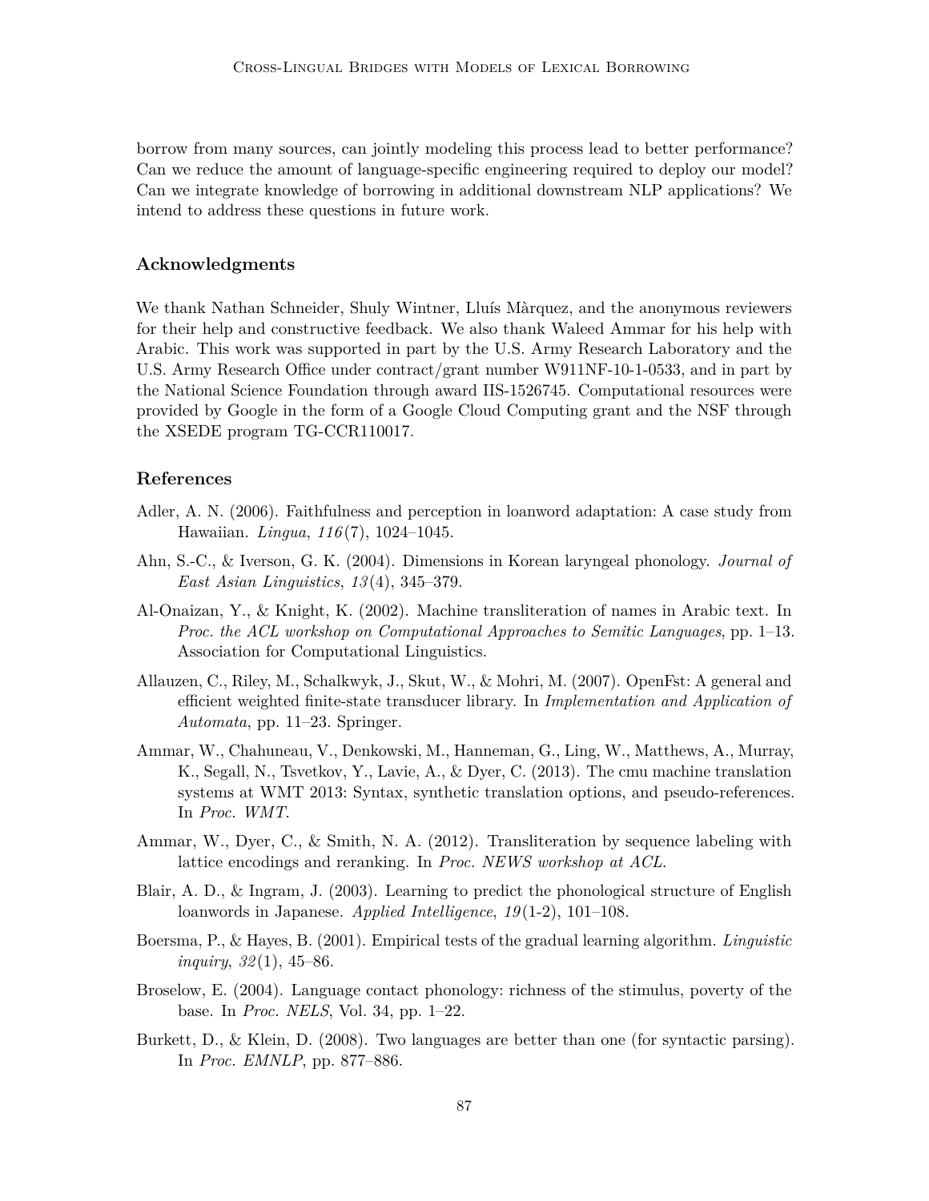borrow from many sources, can jointly modeling this process lead to better performance? Can we reduce the amount of language-specific engineering required to deploy our model? Can we integrate knowledge of borrowing in additional downstream NLP applications? We intend to address these questions in future work.

## Acknowledgments

We thank Nathan Schneider, Shuly Wintner, Lluís Màrquez, and the anonymous reviewers for their help and constructive feedback. We also thank Waleed Ammar for his help with Arabic. This work was supported in part by the U.S. Army Research Laboratory and the U.S. Army Research Office under contract/grant number W911NF-10-1-0533, and in part by the National Science Foundation through award IIS-1526745. Computational resources were provided by Google in the form of a Google Cloud Computing grant and the NSF through the XSEDE program TG-CCR110017.

## References

Adler, A. N. (2006). Faithfulness and perception in loanword adaptation: A case study from Hawaiian. *Lingua*, *116*(7), 1024–1045.

Ahn, S.-C., & Iverson, G. K. (2004). Dimensions in Korean laryngeal phonology. *Journal of East Asian Linguistics*, *13*(4), 345–379.

Al-Onaizan, Y., & Knight, K. (2002). Machine transliteration of names in Arabic text. In *Proc. the ACL workshop on Computational Approaches to Semitic Languages*, pp. 1–13. Association for Computational Linguistics.

Allauzen, C., Riley, M., Schalkwyk, J., Skut, W., & Mohri, M. (2007). OpenFst: A general and efficient weighted finite-state transducer library. In *Implementation and Application of Automata*, pp. 11–23. Springer.

Ammar, W., Chahuneau, V., Denkowski, M., Hanneman, G., Ling, W., Matthews, A., Murray, K., Segall, N., Tsvetkov, Y., Lavie, A., & Dyer, C. (2013). The cmu machine translation systems at WMT 2013: Syntax, synthetic translation options, and pseudo-references. In *Proc. WMT*.

Ammar, W., Dyer, C., & Smith, N. A. (2012). Transliteration by sequence labeling with lattice encodings and reranking. In *Proc. NEWS workshop at ACL*.

Blair, A. D., & Ingram, J. (2003). Learning to predict the phonological structure of English loanwords in Japanese. *Applied Intelligence*, *19*(1-2), 101–108.

Boersma, P., & Hayes, B. (2001). Empirical tests of the gradual learning algorithm. *Linguistic inquiry*, *32*(1), 45–86.

Broselow, E. (2004). Language contact phonology: richness of the stimulus, poverty of the base. In *Proc. NELS*, Vol. 34, pp. 1–22.

Burkett, D., & Klein, D. (2008). Two languages are better than one (for syntactic parsing). In *Proc. EMNLP*, pp. 877–886.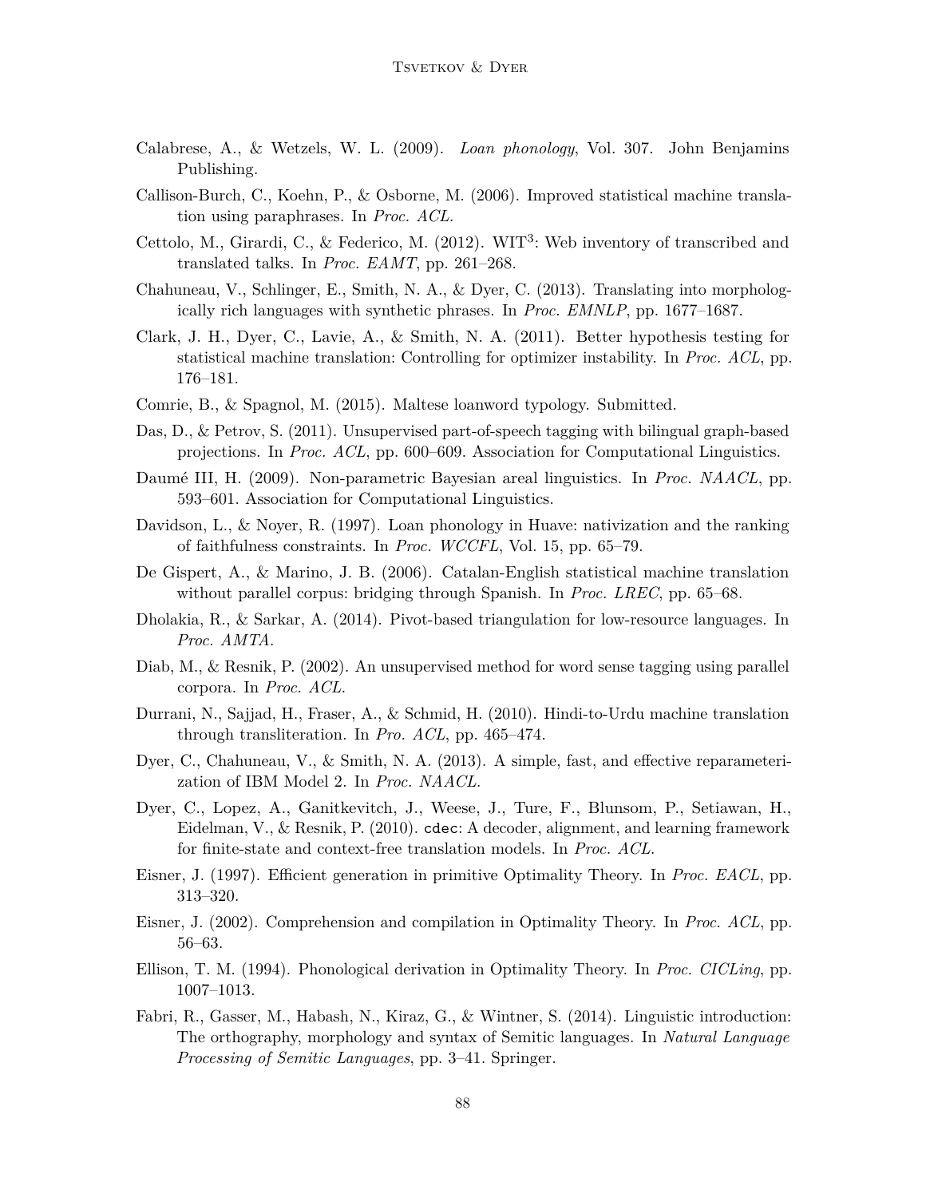Calabrese, A., & Wetzels, W. L. (2009). *Loan phonology*, Vol. 307. John Benjamins Publishing.

Callison-Burch, C., Koehn, P., & Osborne, M. (2006). Improved statistical machine translation using paraphrases. In *Proc. ACL*.

Cettolo, M., Girardi, C., & Federico, M. (2012). WIT$^3$: Web inventory of transcribed and translated talks. In *Proc. EAMT*, pp. 261–268.

Chahuneau, V., Schlinger, E., Smith, N. A., & Dyer, C. (2013). Translating into morphologically rich languages with synthetic phrases. In *Proc. EMNLP*, pp. 1677–1687.

Clark, J. H., Dyer, C., Lavie, A., & Smith, N. A. (2011). Better hypothesis testing for statistical machine translation: Controlling for optimizer instability. In *Proc. ACL*, pp. 176–181.

Comrie, B., & Spagnol, M. (2015). Maltese loanword typology. Submitted.

Das, D., & Petrov, S. (2011). Unsupervised part-of-speech tagging with bilingual graph-based projections. In *Proc. ACL*, pp. 600–609. Association for Computational Linguistics.

Daumé III, H. (2009). Non-parametric Bayesian areal linguistics. In *Proc. NAACL*, pp. 593–601. Association for Computational Linguistics.

Davidson, L., & Noyer, R. (1997). Loan phonology in Huave: nativization and the ranking of faithfulness constraints. In *Proc. WCCFL*, Vol. 15, pp. 65–79.

De Gispert, A., & Marino, J. B. (2006). Catalan-English statistical machine translation without parallel corpus: bridging through Spanish. In *Proc. LREC*, pp. 65–68.

Dholakia, R., & Sarkar, A. (2014). Pivot-based triangulation for low-resource languages. In *Proc. AMTA*.

Diab, M., & Resnik, P. (2002). An unsupervised method for word sense tagging using parallel corpora. In *Proc. ACL*.

Durrani, N., Sajjad, H., Fraser, A., & Schmid, H. (2010). Hindi-to-Urdu machine translation through transliteration. In *Pro. ACL*, pp. 465–474.

Dyer, C., Chahuneau, V., & Smith, N. A. (2013). A simple, fast, and effective reparameterization of IBM Model 2. In *Proc. NAACL*.

Dyer, C., Lopez, A., Ganitkevitch, J., Weese, J., Ture, F., Blunsom, P., Setiawan, H., Eidelman, V., & Resnik, P. (2010). `cdec`: A decoder, alignment, and learning framework for finite-state and context-free translation models. In *Proc. ACL*.

Eisner, J. (1997). Efficient generation in primitive Optimality Theory. In *Proc. EACL*, pp. 313–320.

Eisner, J. (2002). Comprehension and compilation in Optimality Theory. In *Proc. ACL*, pp. 56–63.

Ellison, T. M. (1994). Phonological derivation in Optimality Theory. In *Proc. CICLing*, pp. 1007–1013.

Fabri, R., Gasser, M., Habash, N., Kiraz, G., & Wintner, S. (2014). Linguistic introduction: The orthography, morphology and syntax of Semitic languages. In *Natural Language Processing of Semitic Languages*, pp. 3–41. Springer.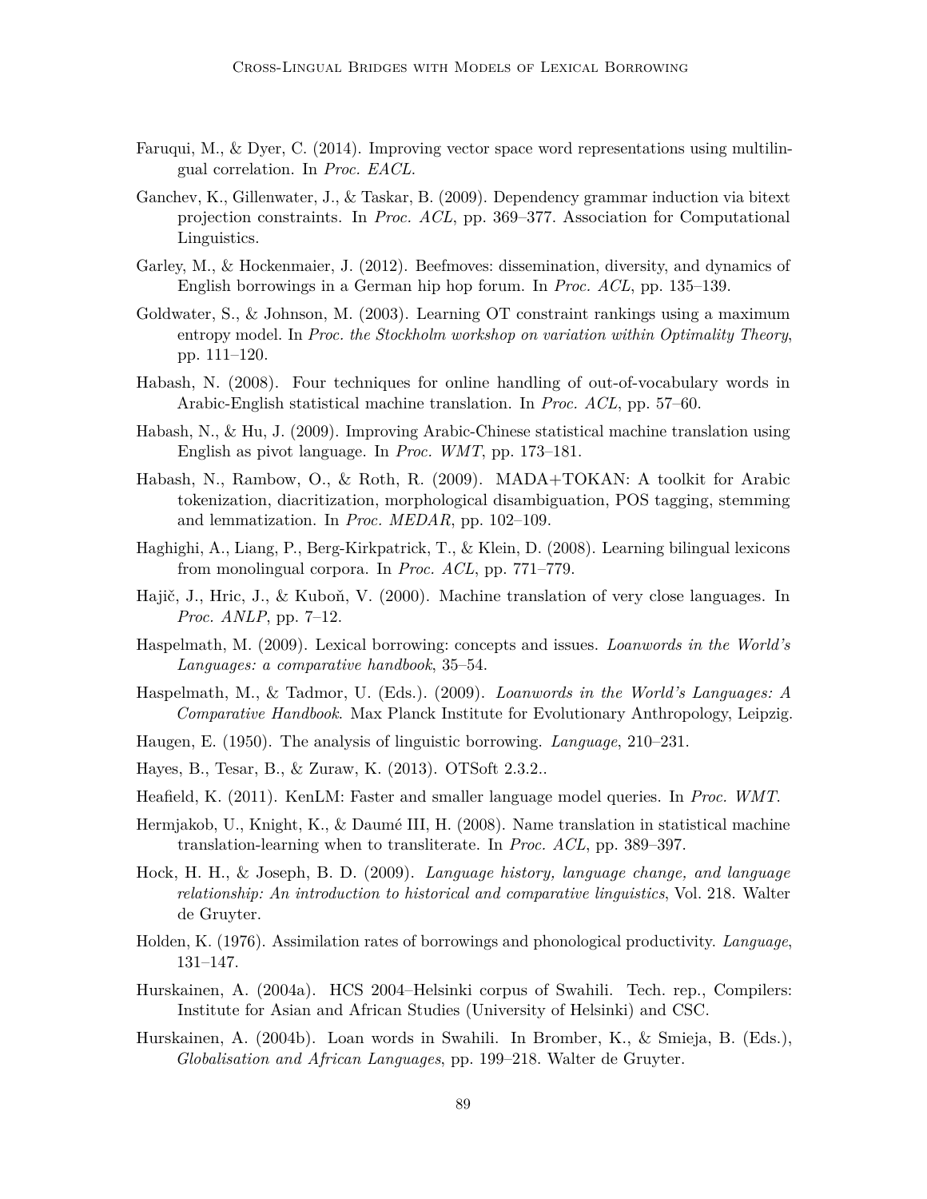Faruqui, M., & Dyer, C. (2014). Improving vector space word representations using multilingual correlation. In *Proc. EACL*.

Ganchev, K., Gillenwater, J., & Taskar, B. (2009). Dependency grammar induction via bitext projection constraints. In *Proc. ACL*, pp. 369–377. Association for Computational Linguistics.

Garley, M., & Hockenmaier, J. (2012). Beefmoves: dissemination, diversity, and dynamics of English borrowings in a German hip hop forum. In *Proc. ACL*, pp. 135–139.

Goldwater, S., & Johnson, M. (2003). Learning OT constraint rankings using a maximum entropy model. In *Proc. the Stockholm workshop on variation within Optimality Theory*, pp. 111–120.

Habash, N. (2008). Four techniques for online handling of out-of-vocabulary words in Arabic-English statistical machine translation. In *Proc. ACL*, pp. 57–60.

Habash, N., & Hu, J. (2009). Improving Arabic-Chinese statistical machine translation using English as pivot language. In *Proc. WMT*, pp. 173–181.

Habash, N., Rambow, O., & Roth, R. (2009). MADA+TOKAN: A toolkit for Arabic tokenization, diacritization, morphological disambiguation, POS tagging, stemming and lemmatization. In *Proc. MEDAR*, pp. 102–109.

Haghighi, A., Liang, P., Berg-Kirkpatrick, T., & Klein, D. (2008). Learning bilingual lexicons from monolingual corpora. In *Proc. ACL*, pp. 771–779.

Hajič, J., Hric, J., & Kuboň, V. (2000). Machine translation of very close languages. In *Proc. ANLP*, pp. 7–12.

Haspelmath, M. (2009). Lexical borrowing: concepts and issues. *Loanwords in the World's Languages: a comparative handbook*, 35–54.

Haspelmath, M., & Tadmor, U. (Eds.). (2009). *Loanwords in the World's Languages: A Comparative Handbook*. Max Planck Institute for Evolutionary Anthropology, Leipzig.

Haugen, E. (1950). The analysis of linguistic borrowing. *Language*, 210–231.

Hayes, B., Tesar, B., & Zuraw, K. (2013). OTSoft 2.3.2..

Heafield, K. (2011). KenLM: Faster and smaller language model queries. In *Proc. WMT*.

Hermjakob, U., Knight, K., & Daumé III, H. (2008). Name translation in statistical machine translation-learning when to transliterate. In *Proc. ACL*, pp. 389–397.

Hock, H. H., & Joseph, B. D. (2009). *Language history, language change, and language relationship: An introduction to historical and comparative linguistics*, Vol. 218. Walter de Gruyter.

Holden, K. (1976). Assimilation rates of borrowings and phonological productivity. *Language*, 131–147.

Hurskainen, A. (2004a). HCS 2004–Helsinki corpus of Swahili. Tech. rep., Compilers: Institute for Asian and African Studies (University of Helsinki) and CSC.

Hurskainen, A. (2004b). Loan words in Swahili. In Bromber, K., & Smieja, B. (Eds.), *Globalisation and African Languages*, pp. 199–218. Walter de Gruyter.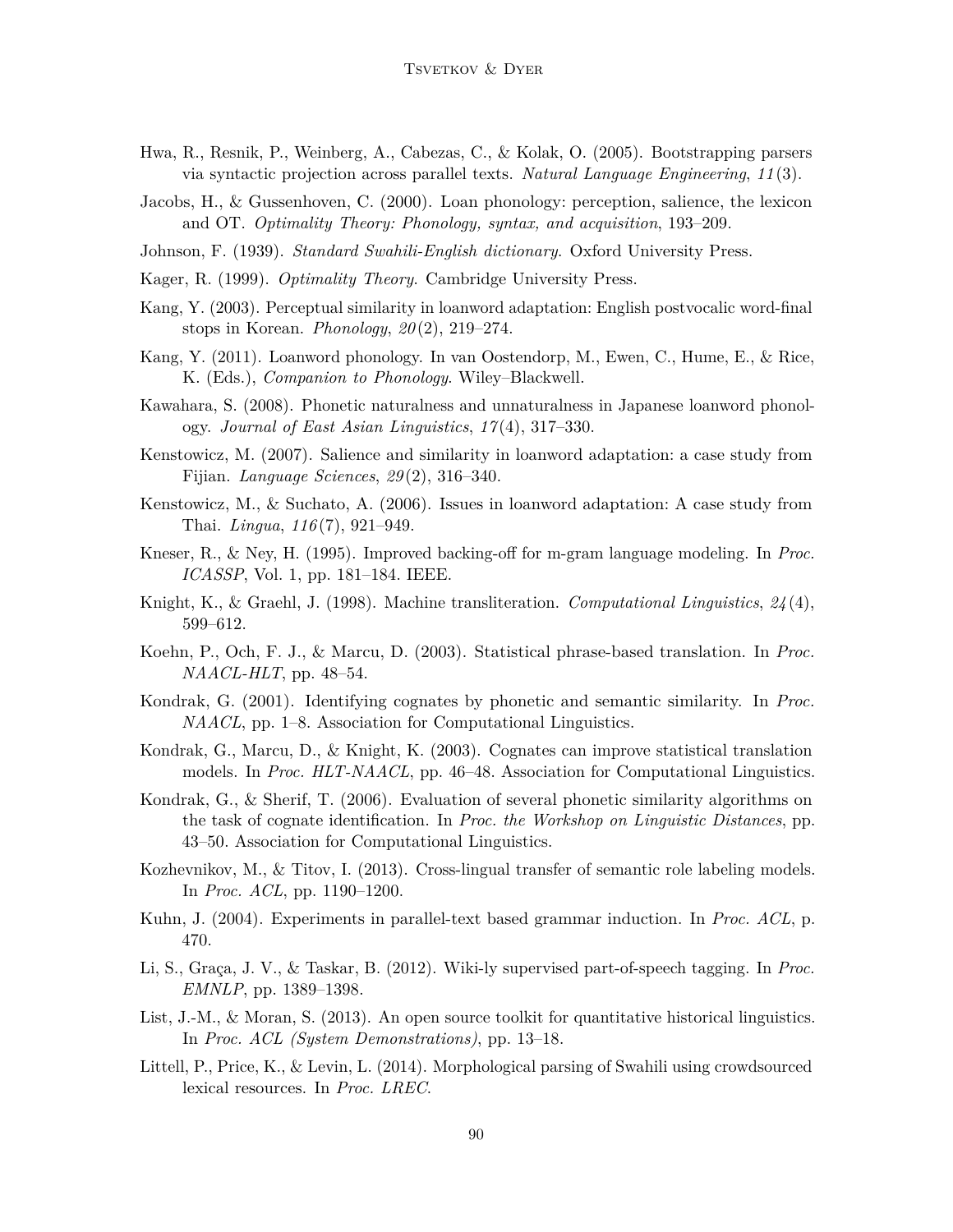Hwa, R., Resnik, P., Weinberg, A., Cabezas, C., & Kolak, O. (2005). Bootstrapping parsers via syntactic projection across parallel texts. *Natural Language Engineering*, *11*(3).

Jacobs, H., & Gussenhoven, C. (2000). Loan phonology: perception, salience, the lexicon and OT. *Optimality Theory: Phonology, syntax, and acquisition*, 193–209.

Johnson, F. (1939). *Standard Swahili-English dictionary*. Oxford University Press.

Kager, R. (1999). *Optimality Theory*. Cambridge University Press.

Kang, Y. (2003). Perceptual similarity in loanword adaptation: English postvocalic word-final stops in Korean. *Phonology*, *20*(2), 219–274.

Kang, Y. (2011). Loanword phonology. In van Oostendorp, M., Ewen, C., Hume, E., & Rice, K. (Eds.), *Companion to Phonology*. Wiley–Blackwell.

Kawahara, S. (2008). Phonetic naturalness and unnaturalness in Japanese loanword phonology. *Journal of East Asian Linguistics*, *17*(4), 317–330.

Kenstowicz, M. (2007). Salience and similarity in loanword adaptation: a case study from Fijian. *Language Sciences*, *29*(2), 316–340.

Kenstowicz, M., & Suchato, A. (2006). Issues in loanword adaptation: A case study from Thai. *Lingua*, *116*(7), 921–949.

Kneser, R., & Ney, H. (1995). Improved backing-off for m-gram language modeling. In *Proc. ICASSP*, Vol. 1, pp. 181–184. IEEE.

Knight, K., & Graehl, J. (1998). Machine transliteration. *Computational Linguistics*, *24*(4), 599–612.

Koehn, P., Och, F. J., & Marcu, D. (2003). Statistical phrase-based translation. In *Proc. NAACL-HLT*, pp. 48–54.

Kondrak, G. (2001). Identifying cognates by phonetic and semantic similarity. In *Proc. NAACL*, pp. 1–8. Association for Computational Linguistics.

Kondrak, G., Marcu, D., & Knight, K. (2003). Cognates can improve statistical translation models. In *Proc. HLT-NAACL*, pp. 46–48. Association for Computational Linguistics.

Kondrak, G., & Sherif, T. (2006). Evaluation of several phonetic similarity algorithms on the task of cognate identification. In *Proc. the Workshop on Linguistic Distances*, pp. 43–50. Association for Computational Linguistics.

Kozhevnikov, M., & Titov, I. (2013). Cross-lingual transfer of semantic role labeling models. In *Proc. ACL*, pp. 1190–1200.

Kuhn, J. (2004). Experiments in parallel-text based grammar induction. In *Proc. ACL*, p. 470.

Li, S., Graça, J. V., & Taskar, B. (2012). Wiki-ly supervised part-of-speech tagging. In *Proc. EMNLP*, pp. 1389–1398.

List, J.-M., & Moran, S. (2013). An open source toolkit for quantitative historical linguistics. In *Proc. ACL (System Demonstrations)*, pp. 13–18.

Littell, P., Price, K., & Levin, L. (2014). Morphological parsing of Swahili using crowdsourced lexical resources. In *Proc. LREC*.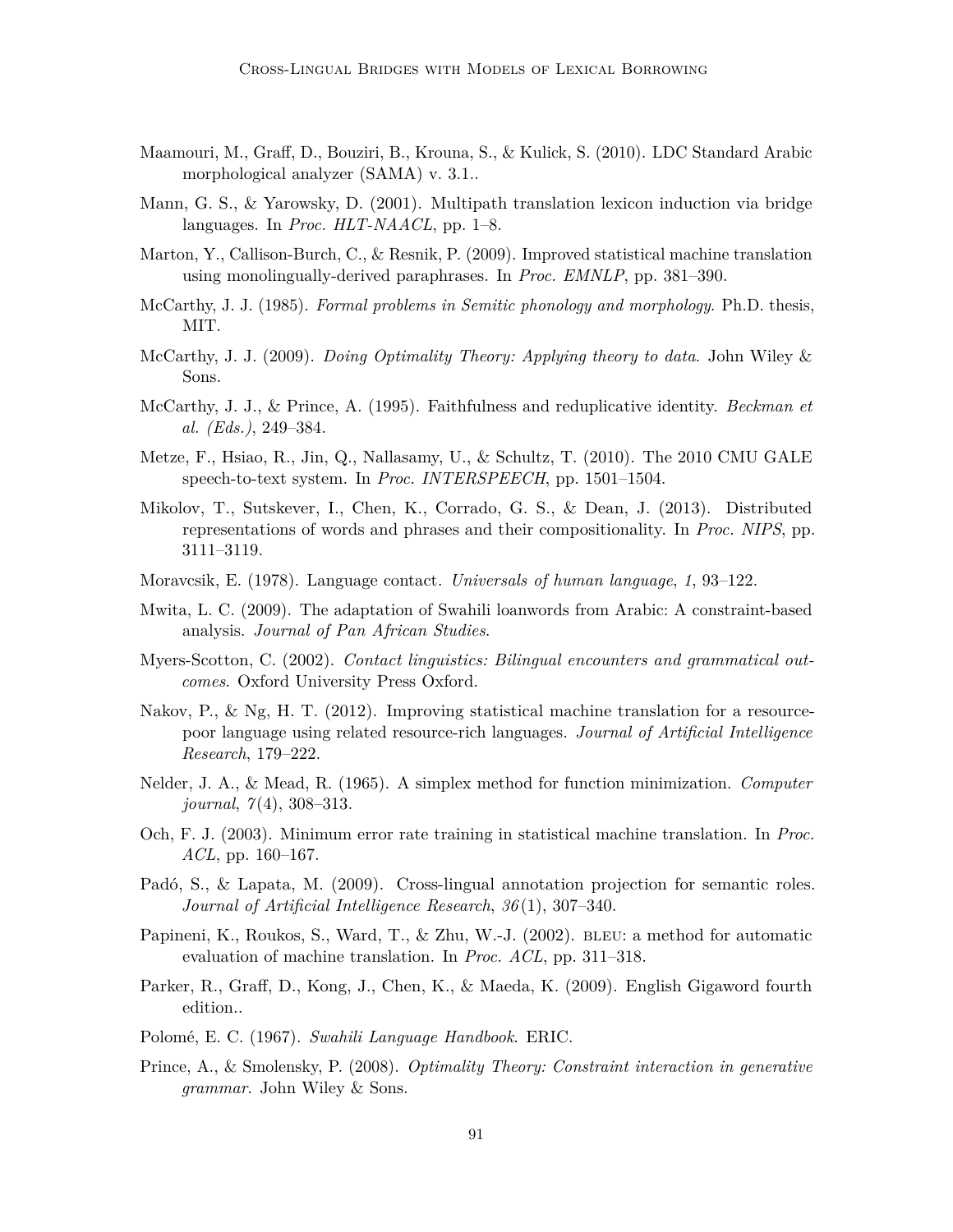Maamouri, M., Graff, D., Bouziri, B., Krouna, S., & Kulick, S. (2010). LDC Standard Arabic morphological analyzer (SAMA) v. 3.1..

Mann, G. S., & Yarowsky, D. (2001). Multipath translation lexicon induction via bridge languages. In *Proc. HLT-NAACL*, pp. 1–8.

Marton, Y., Callison-Burch, C., & Resnik, P. (2009). Improved statistical machine translation using monolingually-derived paraphrases. In *Proc. EMNLP*, pp. 381–390.

McCarthy, J. J. (1985). *Formal problems in Semitic phonology and morphology*. Ph.D. thesis, MIT.

McCarthy, J. J. (2009). *Doing Optimality Theory: Applying theory to data*. John Wiley & Sons.

McCarthy, J. J., & Prince, A. (1995). Faithfulness and reduplicative identity. *Beckman et al. (Eds.)*, 249–384.

Metze, F., Hsiao, R., Jin, Q., Nallasamy, U., & Schultz, T. (2010). The 2010 CMU GALE speech-to-text system. In *Proc. INTERSPEECH*, pp. 1501–1504.

Mikolov, T., Sutskever, I., Chen, K., Corrado, G. S., & Dean, J. (2013). Distributed representations of words and phrases and their compositionality. In *Proc. NIPS*, pp. 3111–3119.

Moravcsik, E. (1978). Language contact. *Universals of human language*, *1*, 93–122.

Mwita, L. C. (2009). The adaptation of Swahili loanwords from Arabic: A constraint-based analysis. *Journal of Pan African Studies*.

Myers-Scotton, C. (2002). *Contact linguistics: Bilingual encounters and grammatical outcomes*. Oxford University Press Oxford.

Nakov, P., & Ng, H. T. (2012). Improving statistical machine translation for a resource-poor language using related resource-rich languages. *Journal of Artificial Intelligence Research*, 179–222.

Nelder, J. A., & Mead, R. (1965). A simplex method for function minimization. *Computer journal*, *7*(4), 308–313.

Och, F. J. (2003). Minimum error rate training in statistical machine translation. In *Proc. ACL*, pp. 160–167.

Padó, S., & Lapata, M. (2009). Cross-lingual annotation projection for semantic roles. *Journal of Artificial Intelligence Research*, *36*(1), 307–340.

Papineni, K., Roukos, S., Ward, T., & Zhu, W.-J. (2002). BLEU: a method for automatic evaluation of machine translation. In *Proc. ACL*, pp. 311–318.

Parker, R., Graff, D., Kong, J., Chen, K., & Maeda, K. (2009). English Gigaword fourth edition..

Polomé, E. C. (1967). *Swahili Language Handbook*. ERIC.

Prince, A., & Smolensky, P. (2008). *Optimality Theory: Constraint interaction in generative grammar*. John Wiley & Sons.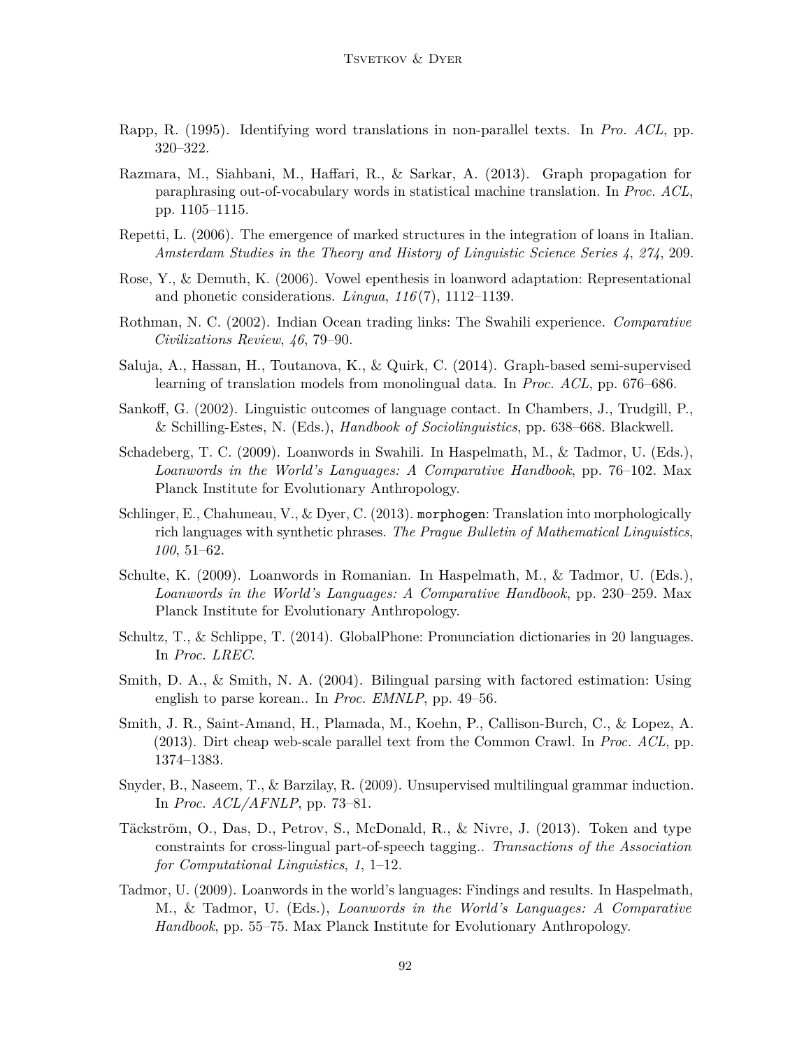Rapp, R. (1995). Identifying word translations in non-parallel texts. In *Pro. ACL*, pp. 320–322.

Razmara, M., Siahbani, M., Haffari, R., & Sarkar, A. (2013). Graph propagation for paraphrasing out-of-vocabulary words in statistical machine translation. In *Proc. ACL*, pp. 1105–1115.

Repetti, L. (2006). The emergence of marked structures in the integration of loans in Italian. *Amsterdam Studies in the Theory and History of Linguistic Science Series 4*, *274*, 209.

Rose, Y., & Demuth, K. (2006). Vowel epenthesis in loanword adaptation: Representational and phonetic considerations. *Lingua*, *116*(7), 1112–1139.

Rothman, N. C. (2002). Indian Ocean trading links: The Swahili experience. *Comparative Civilizations Review*, *46*, 79–90.

Saluja, A., Hassan, H., Toutanova, K., & Quirk, C. (2014). Graph-based semi-supervised learning of translation models from monolingual data. In *Proc. ACL*, pp. 676–686.

Sankoff, G. (2002). Linguistic outcomes of language contact. In Chambers, J., Trudgill, P., & Schilling-Estes, N. (Eds.), *Handbook of Sociolinguistics*, pp. 638–668. Blackwell.

Schadeberg, T. C. (2009). Loanwords in Swahili. In Haspelmath, M., & Tadmor, U. (Eds.), *Loanwords in the World's Languages: A Comparative Handbook*, pp. 76–102. Max Planck Institute for Evolutionary Anthropology.

Schlinger, E., Chahuneau, V., & Dyer, C. (2013). `morphogen`: Translation into morphologically rich languages with synthetic phrases. *The Prague Bulletin of Mathematical Linguistics*, *100*, 51–62.

Schulte, K. (2009). Loanwords in Romanian. In Haspelmath, M., & Tadmor, U. (Eds.), *Loanwords in the World's Languages: A Comparative Handbook*, pp. 230–259. Max Planck Institute for Evolutionary Anthropology.

Schultz, T., & Schlippe, T. (2014). GlobalPhone: Pronunciation dictionaries in 20 languages. In *Proc. LREC*.

Smith, D. A., & Smith, N. A. (2004). Bilingual parsing with factored estimation: Using english to parse korean.. In *Proc. EMNLP*, pp. 49–56.

Smith, J. R., Saint-Amand, H., Plamada, M., Koehn, P., Callison-Burch, C., & Lopez, A. (2013). Dirt cheap web-scale parallel text from the Common Crawl. In *Proc. ACL*, pp. 1374–1383.

Snyder, B., Naseem, T., & Barzilay, R. (2009). Unsupervised multilingual grammar induction. In *Proc. ACL/AFNLP*, pp. 73–81.

Täckström, O., Das, D., Petrov, S., McDonald, R., & Nivre, J. (2013). Token and type constraints for cross-lingual part-of-speech tagging.. *Transactions of the Association for Computational Linguistics*, *1*, 1–12.

Tadmor, U. (2009). Loanwords in the world's languages: Findings and results. In Haspelmath, M., & Tadmor, U. (Eds.), *Loanwords in the World's Languages: A Comparative Handbook*, pp. 55–75. Max Planck Institute for Evolutionary Anthropology.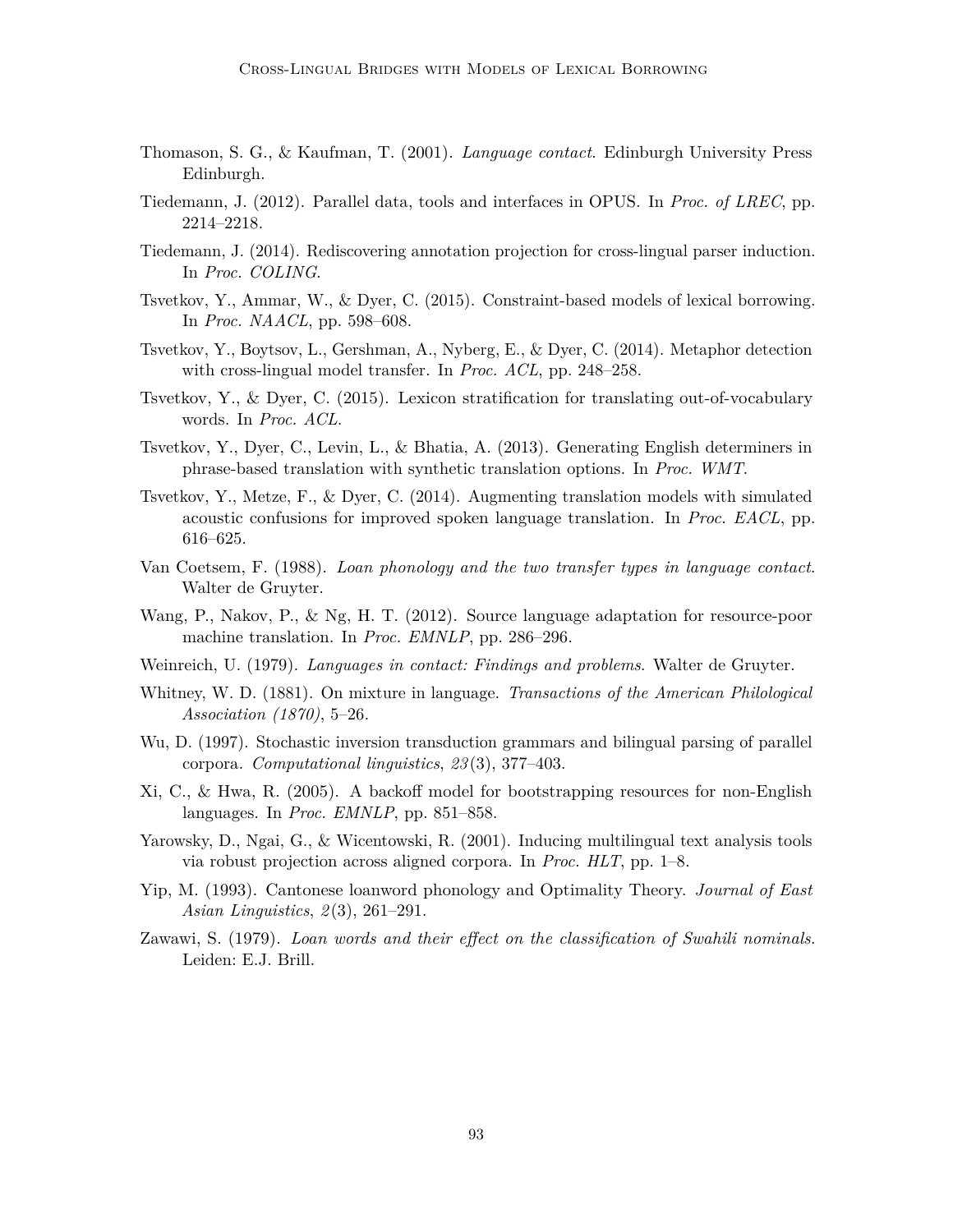Thomason, S. G., & Kaufman, T. (2001). *Language contact*. Edinburgh University Press Edinburgh.

Tiedemann, J. (2012). Parallel data, tools and interfaces in OPUS. In *Proc. of LREC*, pp. 2214–2218.

Tiedemann, J. (2014). Rediscovering annotation projection for cross-lingual parser induction. In *Proc. COLING*.

Tsvetkov, Y., Ammar, W., & Dyer, C. (2015). Constraint-based models of lexical borrowing. In *Proc. NAACL*, pp. 598–608.

Tsvetkov, Y., Boytsov, L., Gershman, A., Nyberg, E., & Dyer, C. (2014). Metaphor detection with cross-lingual model transfer. In *Proc. ACL*, pp. 248–258.

Tsvetkov, Y., & Dyer, C. (2015). Lexicon stratification for translating out-of-vocabulary words. In *Proc. ACL*.

Tsvetkov, Y., Dyer, C., Levin, L., & Bhatia, A. (2013). Generating English determiners in phrase-based translation with synthetic translation options. In *Proc. WMT*.

Tsvetkov, Y., Metze, F., & Dyer, C. (2014). Augmenting translation models with simulated acoustic confusions for improved spoken language translation. In *Proc. EACL*, pp. 616–625.

Van Coetsem, F. (1988). *Loan phonology and the two transfer types in language contact*. Walter de Gruyter.

Wang, P., Nakov, P., & Ng, H. T. (2012). Source language adaptation for resource-poor machine translation. In *Proc. EMNLP*, pp. 286–296.

Weinreich, U. (1979). *Languages in contact: Findings and problems*. Walter de Gruyter.

Whitney, W. D. (1881). On mixture in language. *Transactions of the American Philological Association (1870)*, 5–26.

Wu, D. (1997). Stochastic inversion transduction grammars and bilingual parsing of parallel corpora. *Computational linguistics*, *23*(3), 377–403.

Xi, C., & Hwa, R. (2005). A backoff model for bootstrapping resources for non-English languages. In *Proc. EMNLP*, pp. 851–858.

Yarowsky, D., Ngai, G., & Wicentowski, R. (2001). Inducing multilingual text analysis tools via robust projection across aligned corpora. In *Proc. HLT*, pp. 1–8.

Yip, M. (1993). Cantonese loanword phonology and Optimality Theory. *Journal of East Asian Linguistics*, *2*(3), 261–291.

Zawawi, S. (1979). *Loan words and their effect on the classification of Swahili nominals*. Leiden: E.J. Brill.